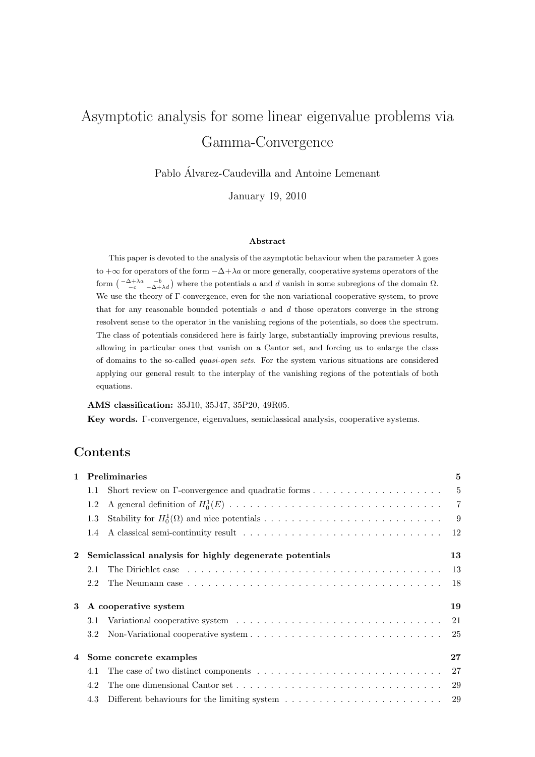# Asymptotic analysis for some linear eigenvalue problems via Gamma-Convergence

Pablo Álvarez-Caudevilla and Antoine Lemenant

January 19, 2010

**Abstract**

This paper is devoted to the analysis of the asymptotic behaviour when the parameter $\lambda$ goes to $+\infty$ for operators of the form $-\Delta + \lambda a$ or more generally, cooperative systems operators of the form $\left(\begin{smallmatrix} -\Delta+\lambda a & -b \\ -c & -\Delta+\lambda d \end{smallmatrix}\right)$ where the potentials $a$ and $d$ vanish in some subregions of the domain $\Omega$. We use the theory of $\Gamma$-convergence, even for the non-variational cooperative system, to prove that for any reasonable bounded potentials $a$ and $d$ those operators converge in the strong resolvent sense to the operator in the vanishing regions of the potentials, so does the spectrum. The class of potentials considered here is fairly large, substantially improving previous results, allowing in particular ones that vanish on a Cantor set, and forcing us to enlarge the class of domains to the so-called *quasi-open sets*. For the system various situations are considered applying our general result to the interplay of the vanishing regions of the potentials of both equations.

**AMS classification:** 35J10, 35J47, 35P20, 49R05.

**Key words.** $\Gamma$-convergence, eigenvalues, semiclassical analysis, cooperative systems.

## Contents

**1 Preliminaries** — 5
- 1.1 Short review on $\Gamma$-convergence and quadratic forms — 5
- 1.2 A general definition of $H_0^1(E)$ — 7
- 1.3 Stability for $H_0^1(\Omega)$ and nice potentials — 9
- 1.4 A classical semi-continuity result — 12

**2 Semiclassical analysis for highly degenerate potentials** — 13
- 2.1 The Dirichlet case — 13
- 2.2 The Neumann case — 18

**3 A cooperative system** — 19
- 3.1 Variational cooperative system — 21
- 3.2 Non-Variational cooperative system — 25

**4 Some concrete examples** — 27
- 4.1 The case of two distinct components — 27
- 4.2 The one dimensional Cantor set — 29
- 4.3 Different behaviours for the limiting system — 29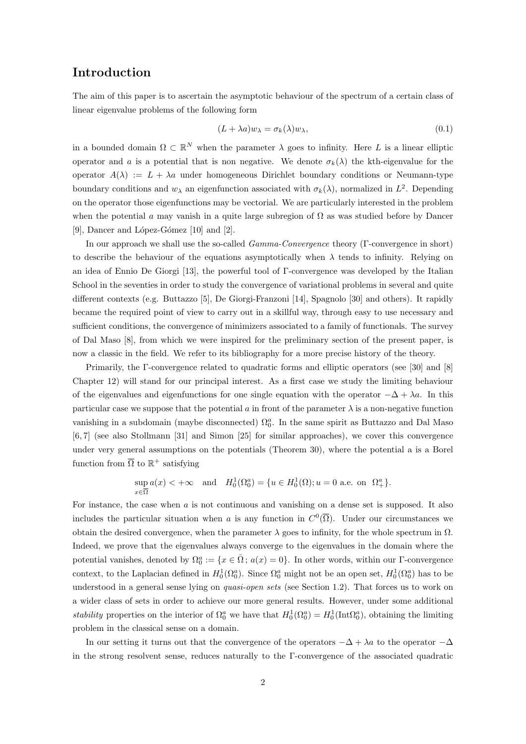## Introduction

The aim of this paper is to ascertain the asymptotic behaviour of the spectrum of a certain class of linear eigenvalue problems of the following form

$$(L + \lambda a)w_\lambda = \sigma_k(\lambda)w_\lambda, \tag{0.1}$$

in a bounded domain $\Omega \subset \mathbb{R}^N$ when the parameter $\lambda$ goes to infinity. Here $L$ is a linear elliptic operator and $a$ is a potential that is non negative. We denote $\sigma_k(\lambda)$ the kth-eigenvalue for the operator $A(\lambda) := L + \lambda a$ under homogeneous Dirichlet boundary conditions or Neumann-type boundary conditions and $w_\lambda$ an eigenfunction associated with $\sigma_k(\lambda)$, normalized in $L^2$. Depending on the operator those eigenfunctions may be vectorial. We are particularly interested in the problem when the potential $a$ may vanish in a quite large subregion of $\Omega$ as was studied before by Dancer [9], Dancer and López-Gómez [10] and [2].

In our approach we shall use the so-called *Gamma-Convergence* theory ($\Gamma$-convergence in short) to describe the behaviour of the equations asymptotically when $\lambda$ tends to infinity. Relying on an idea of Ennio De Giorgi [13], the powerful tool of $\Gamma$-convergence was developed by the Italian School in the seventies in order to study the convergence of variational problems in several and quite different contexts (e.g. Buttazzo [5], De Giorgi-Franzoni [14], Spagnolo [30] and others). It rapidly became the required point of view to carry out in a skillful way, through easy to use necessary and sufficient conditions, the convergence of minimizers associated to a family of functionals. The survey of Dal Maso [8], from which we were inspired for the preliminary section of the present paper, is now a classic in the field. We refer to its bibliography for a more precise history of the theory.

Primarily, the $\Gamma$-convergence related to quadratic forms and elliptic operators (see [30] and [8] Chapter 12) will stand for our principal interest. As a first case we study the limiting behaviour of the eigenvalues and eigenfunctions for one single equation with the operator $-\Delta + \lambda a$. In this particular case we suppose that the potential $a$ in front of the parameter $\lambda$ is a non-negative function vanishing in a subdomain (maybe disconnected) $\Omega_0^a$. In the same spirit as Buttazzo and Dal Maso [6, 7] (see also Stollmann [31] and Simon [25] for similar approaches), we cover this convergence under very general assumptions on the potentials (Theorem 30), where the potential a is a Borel function from $\overline{\Omega}$ to $\mathbb{R}^+$ satisfying

$$\sup_{x\in\overline{\Omega}} a(x) < +\infty \quad \text{and} \quad H_0^1(\Omega_0^a) = \{u \in H_0^1(\Omega); u = 0 \text{ a.e. on } \Omega_+^a\}.$$

For instance, the case when $a$ is not continuous and vanishing on a dense set is supposed. It also includes the particular situation when $a$ is any function in $C^0(\overline{\Omega})$. Under our circumstances we obtain the desired convergence, when the parameter $\lambda$ goes to infinity, for the whole spectrum in $\Omega$. Indeed, we prove that the eigenvalues always converge to the eigenvalues in the domain where the potential vanishes, denoted by $\Omega_0^a := \{x \in \bar{\Omega}\,;\, a(x) = 0\}$. In other words, within our $\Gamma$-convergence context, to the Laplacian defined in $H_0^1(\Omega_0^a)$. Since $\Omega_0^a$ might not be an open set, $H_0^1(\Omega_0^a)$ has to be understood in a general sense lying on *quasi-open sets* (see Section 1.2). That forces us to work on a wider class of sets in order to achieve our more general results. However, under some additional *stability* properties on the interior of $\Omega_0^a$ we have that $H_0^1(\Omega_0^a) = H_0^1(\text{Int}\Omega_0^a)$, obtaining the limiting problem in the classical sense on a domain.

In our setting it turns out that the convergence of the operators $-\Delta + \lambda a$ to the operator $-\Delta$ in the strong resolvent sense, reduces naturally to the $\Gamma$-convergence of the associated quadratic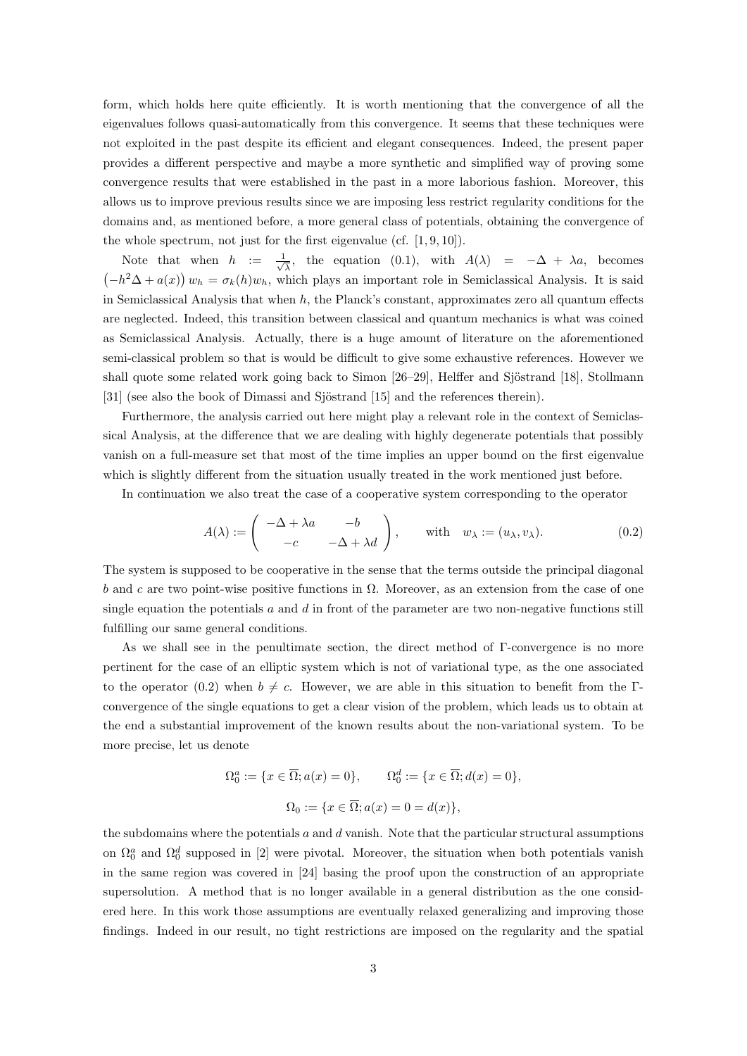form, which holds here quite efficiently. It is worth mentioning that the convergence of all the eigenvalues follows quasi-automatically from this convergence. It seems that these techniques were not exploited in the past despite its efficient and elegant consequences. Indeed, the present paper provides a different perspective and maybe a more synthetic and simplified way of proving some convergence results that were established in the past in a more laborious fashion. Moreover, this allows us to improve previous results since we are imposing less restrict regularity conditions for the domains and, as mentioned before, a more general class of potentials, obtaining the convergence of the whole spectrum, not just for the first eigenvalue (cf. [1, 9, 10]).

Note that when $h := \frac{1}{\sqrt{\lambda}}$, the equation (0.1), with $A(\lambda) = -\Delta + \lambda a$, becomes $\left(-h^2\Delta + a(x)\right) w_h = \sigma_k(h) w_h$, which plays an important role in Semiclassical Analysis. It is said in Semiclassical Analysis that when $h$, the Planck's constant, approximates zero all quantum effects are neglected. Indeed, this transition between classical and quantum mechanics is what was coined as Semiclassical Analysis. Actually, there is a huge amount of literature on the aforementioned semi-classical problem so that is would be difficult to give some exhaustive references. However we shall quote some related work going back to Simon [26–29], Helffer and Sjöstrand [18], Stollmann [31] (see also the book of Dimassi and Sjöstrand [15] and the references therein).

Furthermore, the analysis carried out here might play a relevant role in the context of Semiclassical Analysis, at the difference that we are dealing with highly degenerate potentials that possibly vanish on a full-measure set that most of the time implies an upper bound on the first eigenvalue which is slightly different from the situation usually treated in the work mentioned just before.

In continuation we also treat the case of a cooperative system corresponding to the operator

$$A(\lambda) := \begin{pmatrix} -\Delta + \lambda a & -b \\ -c & -\Delta + \lambda d \end{pmatrix}, \qquad \text{with} \quad w_\lambda := (u_\lambda, v_\lambda). \tag{0.2}$$

The system is supposed to be cooperative in the sense that the terms outside the principal diagonal $b$ and $c$ are two point-wise positive functions in $\Omega$. Moreover, as an extension from the case of one single equation the potentials $a$ and $d$ in front of the parameter are two non-negative functions still fulfilling our same general conditions.

As we shall see in the penultimate section, the direct method of $\Gamma$-convergence is no more pertinent for the case of an elliptic system which is not of variational type, as the one associated to the operator (0.2) when $b \neq c$. However, we are able in this situation to benefit from the $\Gamma$-convergence of the single equations to get a clear vision of the problem, which leads us to obtain at the end a substantial improvement of the known results about the non-variational system. To be more precise, let us denote

$$\Omega_0^a := \{x \in \overline{\Omega}; a(x) = 0\}, \qquad \Omega_0^d := \{x \in \overline{\Omega}; d(x) = 0\},$$

$$\Omega_0 := \{x \in \overline{\Omega}; a(x) = 0 = d(x)\},$$

the subdomains where the potentials $a$ and $d$ vanish. Note that the particular structural assumptions on $\Omega_0^a$ and $\Omega_0^d$ supposed in [2] were pivotal. Moreover, the situation when both potentials vanish in the same region was covered in [24] basing the proof upon the construction of an appropriate supersolution. A method that is no longer available in a general distribution as the one considered here. In this work those assumptions are eventually relaxed generalizing and improving those findings. Indeed in our result, no tight restrictions are imposed on the regularity and the spatial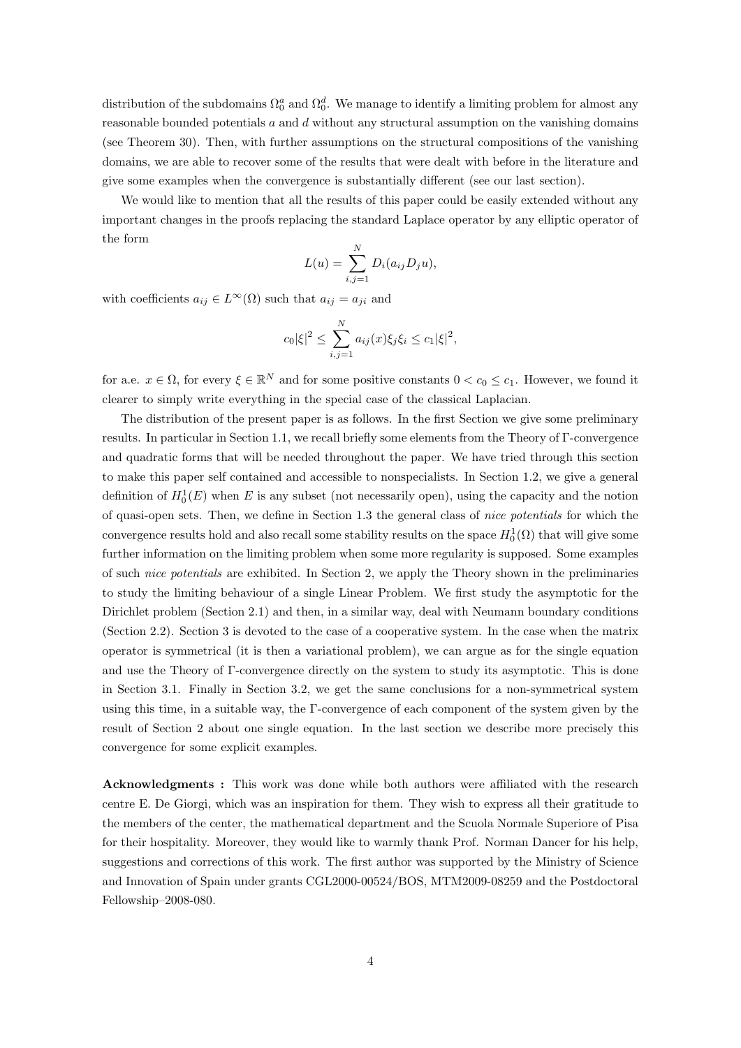distribution of the subdomains $\Omega_0^a$ and $\Omega_0^d$. We manage to identify a limiting problem for almost any reasonable bounded potentials $a$ and $d$ without any structural assumption on the vanishing domains (see Theorem 30). Then, with further assumptions on the structural compositions of the vanishing domains, we are able to recover some of the results that were dealt with before in the literature and give some examples when the convergence is substantially different (see our last section).

We would like to mention that all the results of this paper could be easily extended without any important changes in the proofs replacing the standard Laplace operator by any elliptic operator of the form

$$L(u) = \sum_{i,j=1}^{N} D_i(a_{ij} D_j u),$$

with coefficients $a_{ij} \in L^\infty(\Omega)$ such that $a_{ij} = a_{ji}$ and

$$c_0|\xi|^2 \leq \sum_{i,j=1}^{N} a_{ij}(x)\xi_j\xi_i \leq c_1|\xi|^2,$$

for a.e. $x \in \Omega$, for every $\xi \in \mathbb{R}^N$ and for some positive constants $0 < c_0 \leq c_1$. However, we found it clearer to simply write everything in the special case of the classical Laplacian.

The distribution of the present paper is as follows. In the first Section we give some preliminary results. In particular in Section 1.1, we recall briefly some elements from the Theory of $\Gamma$-convergence and quadratic forms that will be needed throughout the paper. We have tried through this section to make this paper self contained and accessible to nonspecialists. In Section 1.2, we give a general definition of $H_0^1(E)$ when $E$ is any subset (not necessarily open), using the capacity and the notion of quasi-open sets. Then, we define in Section 1.3 the general class of *nice potentials* for which the convergence results hold and also recall some stability results on the space $H_0^1(\Omega)$ that will give some further information on the limiting problem when some more regularity is supposed. Some examples of such *nice potentials* are exhibited. In Section 2, we apply the Theory shown in the preliminaries to study the limiting behaviour of a single Linear Problem. We first study the asymptotic for the Dirichlet problem (Section 2.1) and then, in a similar way, deal with Neumann boundary conditions (Section 2.2). Section 3 is devoted to the case of a cooperative system. In the case when the matrix operator is symmetrical (it is then a variational problem), we can argue as for the single equation and use the Theory of $\Gamma$-convergence directly on the system to study its asymptotic. This is done in Section 3.1. Finally in Section 3.2, we get the same conclusions for a non-symmetrical system using this time, in a suitable way, the $\Gamma$-convergence of each component of the system given by the result of Section 2 about one single equation. In the last section we describe more precisely this convergence for some explicit examples.

**Acknowledgments :** This work was done while both authors were affiliated with the research centre E. De Giorgi, which was an inspiration for them. They wish to express all their gratitude to the members of the center, the mathematical department and the Scuola Normale Superiore of Pisa for their hospitality. Moreover, they would like to warmly thank Prof. Norman Dancer for his help, suggestions and corrections of this work. The first author was supported by the Ministry of Science and Innovation of Spain under grants CGL2000-00524/BOS, MTM2009-08259 and the Postdoctoral Fellowship–2008-080.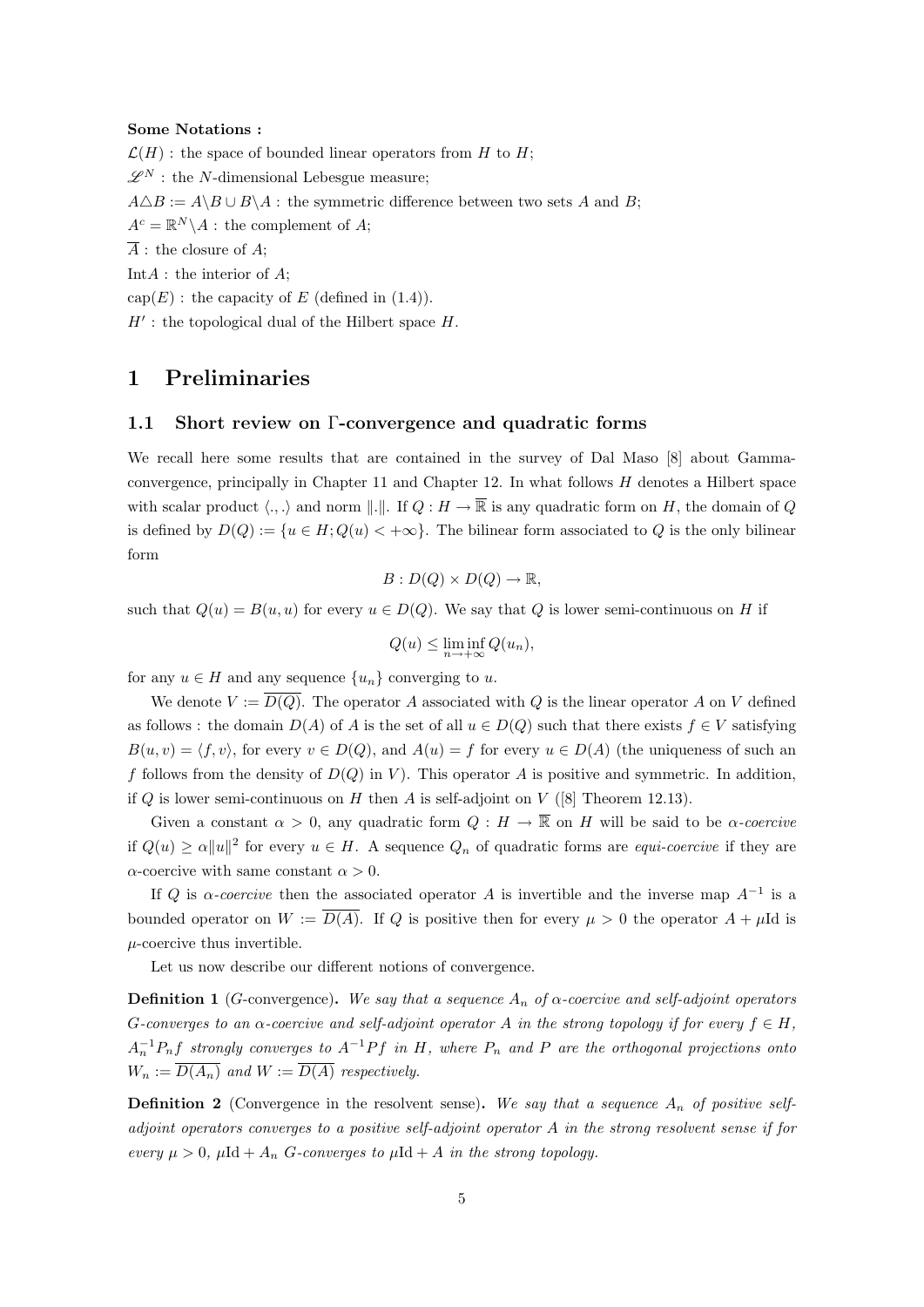**Some Notations :**

$\mathcal{L}(H)$ : the space of bounded linear operators from $H$ to $H$;

$\mathscr{L}^N$ : the $N$-dimensional Lebesgue measure;

$A\triangle B := A\backslash B \cup B\backslash A$ : the symmetric difference between two sets $A$ and $B$;

$A^c = \mathbb{R}^N\backslash A$ : the complement of $A$;

$\overline{A}$ : the closure of $A$;

$\text{Int}A$ : the interior of $A$;

$\text{cap}(E)$ : the capacity of $E$ (defined in (1.4)).

$H'$ : the topological dual of the Hilbert space $H$.

# 1 Preliminaries

## 1.1 Short review on Γ-convergence and quadratic forms

We recall here some results that are contained in the survey of Dal Maso [8] about Gamma-convergence, principally in Chapter 11 and Chapter 12. In what follows $H$ denotes a Hilbert space with scalar product $\langle .,. \rangle$ and norm $\|.\|$. If $Q : H \to \overline{\mathbb{R}}$ is any quadratic form on $H$, the domain of $Q$ is defined by $D(Q) := \{u \in H; Q(u) < +\infty\}$. The bilinear form associated to $Q$ is the only bilinear form

$$B : D(Q) \times D(Q) \to \mathbb{R},$$

such that $Q(u) = B(u,u)$ for every $u \in D(Q)$. We say that $Q$ is lower semi-continuous on $H$ if

$$Q(u) \leq \liminf_{n\to+\infty} Q(u_n),$$

for any $u \in H$ and any sequence $\{u_n\}$ converging to $u$.

We denote $V := \overline{D(Q)}$. The operator $A$ associated with $Q$ is the linear operator $A$ on $V$ defined as follows : the domain $D(A)$ of $A$ is the set of all $u \in D(Q)$ such that there exists $f \in V$ satisfying $B(u,v) = \langle f, v\rangle$, for every $v \in D(Q)$, and $A(u) = f$ for every $u \in D(A)$ (the uniqueness of such an $f$ follows from the density of $D(Q)$ in $V$). This operator $A$ is positive and symmetric. In addition, if $Q$ is lower semi-continuous on $H$ then $A$ is self-adjoint on $V$ ([8] Theorem 12.13).

Given a constant $\alpha > 0$, any quadratic form $Q : H \to \overline{\mathbb{R}}$ on $H$ will be said to be *$\alpha$-coercive* if $Q(u) \geq \alpha\|u\|^2$ for every $u \in D(Q)$. A sequence $Q_n$ of quadratic forms are *equi-coercive* if they are $\alpha$-coercive with same constant $\alpha > 0$.

If $Q$ is *$\alpha$-coercive* then the associated operator $A$ is invertible and the inverse map $A^{-1}$ is a bounded operator on $W := \overline{D(A)}$. If $Q$ is positive then for every $\mu > 0$ the operator $A + \mu\text{Id}$ is $\mu$-coercive thus invertible.

Let us now describe our different notions of convergence.

**Definition 1** (*G*-convergence)**.** *We say that a sequence $A_n$ of $\alpha$-coercive and self-adjoint operators G-converges to an $\alpha$-coercive and self-adjoint operator $A$ in the strong topology if for every $f \in H$, $A_n^{-1}P_n f$ strongly converges to $A^{-1}Pf$ in $H$, where $P_n$ and $P$ are the orthogonal projections onto $W_n := \overline{D(A_n)}$ and $W := \overline{D(A)}$ respectively.*

**Definition 2** (Convergence in the resolvent sense)**.** *We say that a sequence $A_n$ of positive self-adjoint operators converges to a positive self-adjoint operator $A$ in the strong resolvent sense if for every $\mu > 0$, $\mu\text{Id} + A_n$ G-converges to $\mu\text{Id} + A$ in the strong topology.*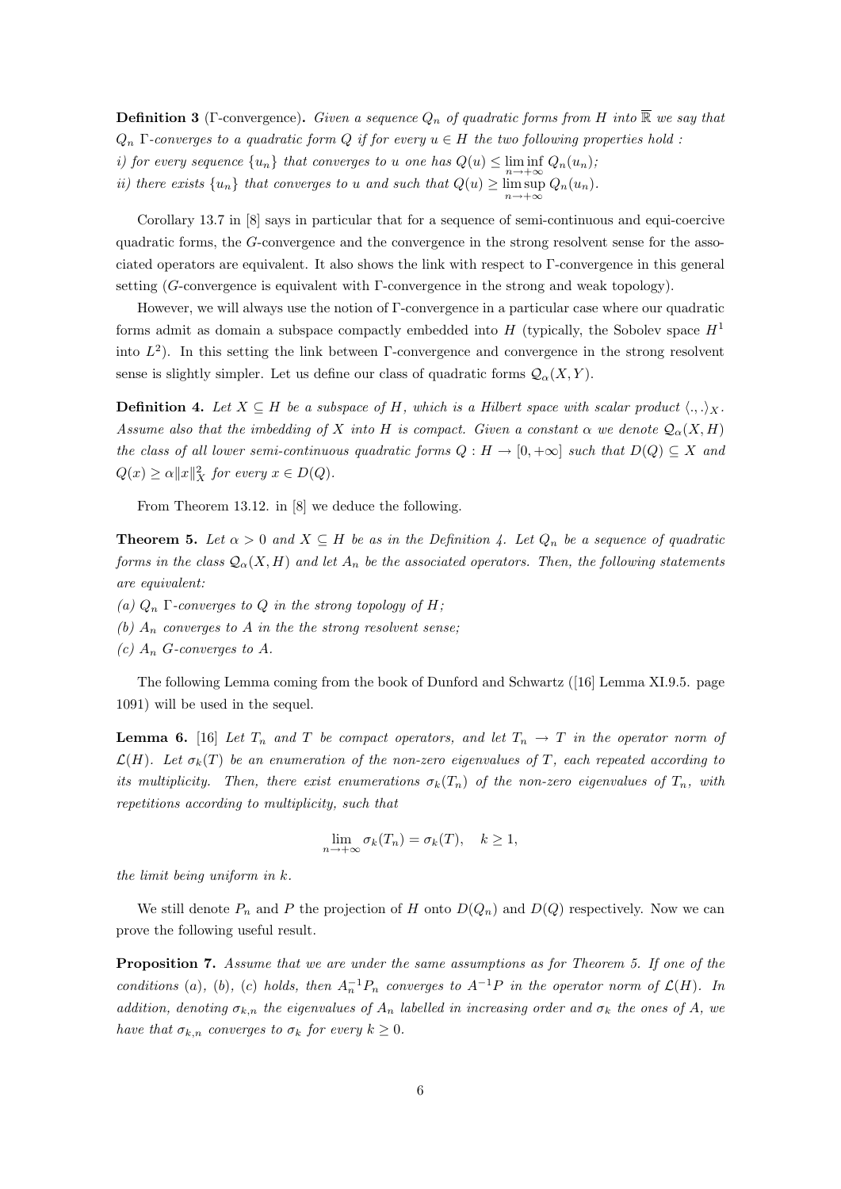**Definition 3** (Γ-convergence). *Given a sequence $Q_n$ of quadratic forms from $H$ into $\overline{\mathbb{R}}$ we say that $Q_n$ Γ-converges to a quadratic form $Q$ if for every $u \in H$ the two following properties hold :*
*i) for every sequence $\{u_n\}$ that converges to $u$ one has $Q(u) \leq \liminf_{n\to+\infty} Q_n(u_n)$;*
*ii) there exists $\{u_n\}$ that converges to $u$ and such that $Q(u) \geq \limsup_{n\to+\infty} Q_n(u_n)$.*

Corollary 13.7 in [8] says in particular that for a sequence of semi-continuous and equi-coercive quadratic forms, the $G$-convergence and the convergence in the strong resolvent sense for the associated operators are equivalent. It also shows the link with respect to Γ-convergence in this general setting ($G$-convergence is equivalent with Γ-convergence in the strong and weak topology).

However, we will always use the notion of Γ-convergence in a particular case where our quadratic forms admit as domain a subspace compactly embedded into $H$ (typically, the Sobolev space $H^1$ into $L^2$). In this setting the link between Γ-convergence and convergence in the strong resolvent sense is slightly simpler. Let us define our class of quadratic forms $\mathcal{Q}_\alpha(X,Y)$.

**Definition 4.** *Let $X \subseteq H$ be a subspace of $H$, which is a Hilbert space with scalar product $\langle .,. \rangle_X$. Assume also that the imbedding of $X$ into $H$ is compact. Given a constant $\alpha$ we denote $\mathcal{Q}_\alpha(X,H)$ the class of all lower semi-continuous quadratic forms $Q : H \to [0,+\infty]$ such that $D(Q) \subseteq X$ and $Q(x) \geq \alpha \|x\|_X^2$ for every $x \in D(Q)$.*

From Theorem 13.12. in [8] we deduce the following.

**Theorem 5.** *Let $\alpha > 0$ and $X \subseteq H$ be as in the Definition 4. Let $Q_n$ be a sequence of quadratic forms in the class $\mathcal{Q}_\alpha(X,H)$ and let $A_n$ be the associated operators. Then, the following statements are equivalent:*
*(a) $Q_n$ Γ-converges to $Q$ in the strong topology of $H$;*
*(b) $A_n$ converges to $A$ in the the strong resolvent sense;*
*(c) $A_n$ $G$-converges to $A$.*

The following Lemma coming from the book of Dunford and Schwartz ([16] Lemma XI.9.5. page 1091) will be used in the sequel.

**Lemma 6.** [16] *Let $T_n$ and $T$ be compact operators, and let $T_n \to T$ in the operator norm of $\mathcal{L}(H)$. Let $\sigma_k(T)$ be an enumeration of the non-zero eigenvalues of $T$, each repeated according to its multiplicity. Then, there exist enumerations $\sigma_k(T_n)$ of the non-zero eigenvalues of $T_n$, with repetitions according to multiplicity, such that*

$$\lim_{n\to+\infty} \sigma_k(T_n) = \sigma_k(T), \quad k \geq 1,$$

*the limit being uniform in $k$.*

We still denote $P_n$ and $P$ the projection of $H$ onto $D(Q_n)$ and $D(Q)$ respectively. Now we can prove the following useful result.

**Proposition 7.** *Assume that we are under the same assumptions as for Theorem 5. If one of the conditions (a), (b), (c) holds, then $A_n^{-1}P_n$ converges to $A^{-1}P$ in the operator norm of $\mathcal{L}(H)$. In addition, denoting $\sigma_{k,n}$ the eigenvalues of $A_n$ labelled in increasing order and $\sigma_k$ the ones of $A$, we have that $\sigma_{k,n}$ converges to $\sigma_k$ for every $k \geq 0$.*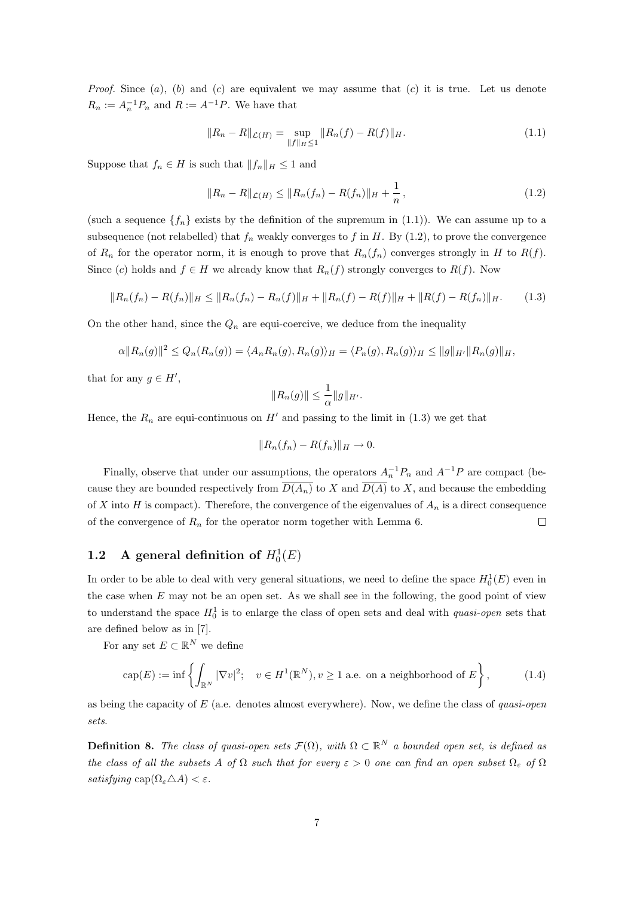*Proof.* Since $(a)$, $(b)$ and $(c)$ are equivalent we may assume that $(c)$ it is true. Let us denote $R_n := A_n^{-1}P_n$ and $R := A^{-1}P$. We have that

$$\|R_n - R\|_{\mathcal{L}(H)} = \sup_{\|f\|_H \le 1} \|R_n(f) - R(f)\|_H. \tag{1.1}$$

Suppose that $f_n \in H$ is such that $\|f_n\|_H \le 1$ and

$$\|R_n - R\|_{\mathcal{L}(H)} \le \|R_n(f_n) - R(f_n)\|_H + \frac{1}{n}, \tag{1.2}$$

(such a sequence $\{f_n\}$ exists by the definition of the supremum in (1.1)). We can assume up to a subsequence (not relabelled) that $f_n$ weakly converges to $f$ in $H$. By (1.2), to prove the convergence of $R_n$ for the operator norm, it is enough to prove that $R_n(f_n)$ converges strongly in $H$ to $R(f)$. Since $(c)$ holds and $f \in H$ we already know that $R_n(f)$ strongly converges to $R(f)$. Now

$$\|R_n(f_n) - R(f_n)\|_H \le \|R_n(f_n) - R_n(f)\|_H + \|R_n(f) - R(f)\|_H + \|R(f) - R(f_n)\|_H. \tag{1.3}$$

On the other hand, since the $Q_n$ are equi-coercive, we deduce from the inequality

$$\alpha\|R_n(g)\|^2 \le Q_n(R_n(g)) = \langle A_n R_n(g), R_n(g)\rangle_H = \langle P_n(g), R_n(g)\rangle_H \le \|g\|_{H'}\|R_n(g)\|_H,$$

that for any $g \in H'$,

$$\|R_n(g)\| \le \frac{1}{\alpha}\|g\|_{H'}.$$

Hence, the $R_n$ are equi-continuous on $H'$ and passing to the limit in (1.3) we get that

$$\|R_n(f_n) - R(f_n)\|_H \to 0.$$

Finally, observe that under our assumptions, the operators $A_n^{-1}P_n$ and $A^{-1}P$ are compact (because they are bounded respectively from $\overline{D(A_n)}$ to $X$ and $\overline{D(A)}$ to $X$, and because the embedding of $X$ into $H$ is compact). Therefore, the convergence of the eigenvalues of $A_n$ is a direct consequence of the convergence of $R_n$ for the operator norm together with Lemma 6. □

## 1.2 A general definition of $H_0^1(E)$

In order to be able to deal with very general situations, we need to define the space $H_0^1(E)$ even in the case when $E$ may not be an open set. As we shall see in the following, the good point of view to understand the space $H_0^1$ is to enlarge the class of open sets and deal with *quasi-open* sets that are defined below as in [7].

For any set $E \subset \mathbb{R}^N$ we define

$$\mathrm{cap}(E) := \inf\left\{\int_{\mathbb{R}^N} |\nabla v|^2;\quad v \in H^1(\mathbb{R}^N), v \ge 1 \text{ a.e. on a neighborhood of } E\right\}, \tag{1.4}$$

as being the capacity of $E$ (a.e. denotes almost everywhere). Now, we define the class of *quasi-open sets*.

**Definition 8.** *The class of quasi-open sets $\mathcal{F}(\Omega)$, with $\Omega \subset \mathbb{R}^N$ a bounded open set, is defined as the class of all the subsets $A$ of $\Omega$ such that for every $\varepsilon > 0$ one can find an open subset $\Omega_\varepsilon$ of $\Omega$ satisfying $\mathrm{cap}(\Omega_\varepsilon \triangle A) < \varepsilon$.*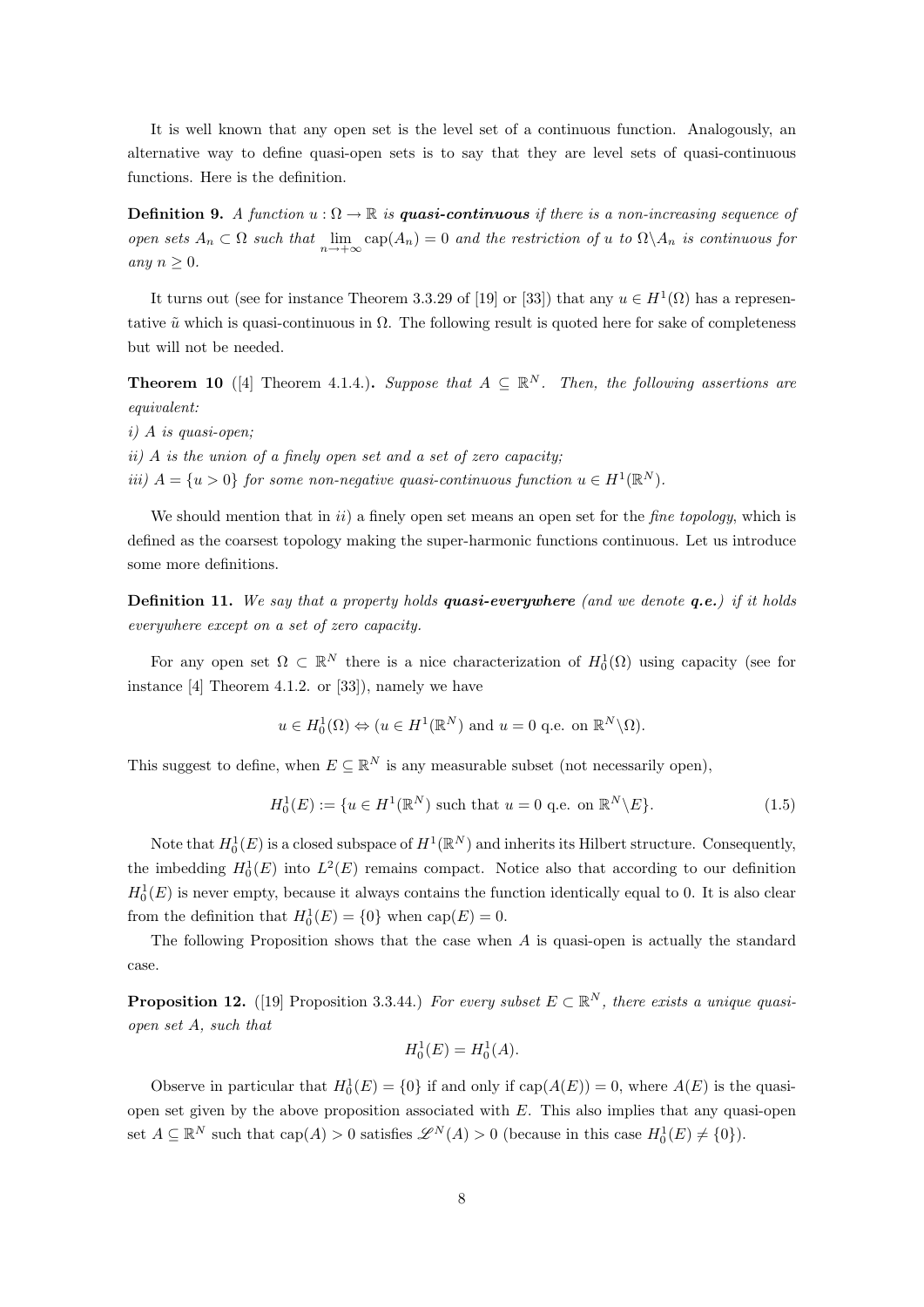It is well known that any open set is the level set of a continuous function. Analogously, an alternative way to define quasi-open sets is to say that they are level sets of quasi-continuous functions. Here is the definition.

**Definition 9.** *A function $u : \Omega \to \mathbb{R}$ is **quasi-continuous** if there is a non-increasing sequence of open sets $A_n \subset \Omega$ such that $\lim_{n\to+\infty} \operatorname{cap}(A_n) = 0$ and the restriction of $u$ to $\Omega \backslash A_n$ is continuous for any $n \geq 0$.*

It turns out (see for instance Theorem 3.3.29 of [19] or [33]) that any $u \in H^1(\Omega)$ has a representative $\tilde{u}$ which is quasi-continuous in $\Omega$. The following result is quoted here for sake of completeness but will not be needed.

**Theorem 10** ([4] Theorem 4.1.4.)**.** *Suppose that $A \subseteq \mathbb{R}^N$. Then, the following assertions are equivalent:*
*i) $A$ is quasi-open;*
*ii) $A$ is the union of a finely open set and a set of zero capacity;*
*iii) $A = \{u > 0\}$ for some non-negative quasi-continuous function $u \in H^1(\mathbb{R}^N)$.*

We should mention that in *ii)* a finely open set means an open set for the *fine topology*, which is defined as the coarsest topology making the super-harmonic functions continuous. Let us introduce some more definitions.

**Definition 11.** *We say that a property holds **quasi-everywhere** (and we denote **q.e.**) if it holds everywhere except on a set of zero capacity.*

For any open set $\Omega \subset \mathbb{R}^N$ there is a nice characterization of $H^1_0(\Omega)$ using capacity (see for instance [4] Theorem 4.1.2. or [33]), namely we have

$$u \in H^1_0(\Omega) \Leftrightarrow (u \in H^1(\mathbb{R}^N) \text{ and } u = 0 \text{ q.e. on } \mathbb{R}^N \backslash \Omega).$$

This suggest to define, when $E \subseteq \mathbb{R}^N$ is any measurable subset (not necessarily open),

$$H^1_0(E) := \{u \in H^1(\mathbb{R}^N) \text{ such that } u = 0 \text{ q.e. on } \mathbb{R}^N \backslash E\}. \tag{1.5}$$

Note that $H^1_0(E)$ is a closed subspace of $H^1(\mathbb{R}^N)$ and inherits its Hilbert structure. Consequently, the imbedding $H^1_0(E)$ into $L^2(E)$ remains compact. Notice also that according to our definition $H^1_0(E)$ is never empty, because it always contains the function identically equal to 0. It is also clear from the definition that $H^1_0(E) = \{0\}$ when $\operatorname{cap}(E) = 0$.

The following Proposition shows that the case when $A$ is quasi-open is actually the standard case.

**Proposition 12.** ([19] Proposition 3.3.44.) *For every subset $E \subset \mathbb{R}^N$, there exists a unique quasi-open set $A$, such that*

$$H^1_0(E) = H^1_0(A).$$

Observe in particular that $H^1_0(E) = \{0\}$ if and only if $\operatorname{cap}(A(E)) = 0$, where $A(E)$ is the quasi-open set given by the above proposition associated with $E$. This also implies that any quasi-open set $A \subseteq \mathbb{R}^N$ such that $\operatorname{cap}(A) > 0$ satisfies $\mathscr{L}^N(A) > 0$ (because in this case $H^1_0(E) \neq \{0\}$).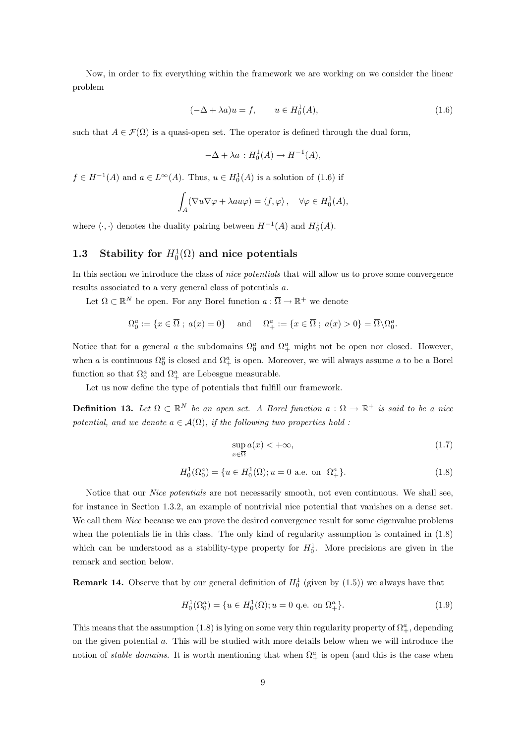Now, in order to fix everything within the framework we are working on we consider the linear problem

$$(-\Delta + \lambda a)u = f, \qquad u \in H_0^1(A), \tag{1.6}$$

such that $A \in \mathcal{F}(\Omega)$ is a quasi-open set. The operator is defined through the dual form,

$$-\Delta + \lambda a : H_0^1(A) \to H^{-1}(A),$$

$f \in H^{-1}(A)$ and $a \in L^\infty(A)$. Thus, $u \in H_0^1(A)$ is a solution of (1.6) if

$$\int_A (\nabla u \nabla \varphi + \lambda a u \varphi) = \langle f, \varphi \rangle, \quad \forall \varphi \in H_0^1(A),$$

where $\langle \cdot, \cdot \rangle$ denotes the duality pairing between $H^{-1}(A)$ and $H_0^1(A)$.

## 1.3 Stability for $H_0^1(\Omega)$ and nice potentials

In this section we introduce the class of *nice potentials* that will allow us to prove some convergence results associated to a very general class of potentials $a$.

Let $\Omega \subset \mathbb{R}^N$ be open. For any Borel function $a : \overline{\Omega} \to \mathbb{R}^+$ we denote

$$\Omega_0^a := \{x \in \overline{\Omega} \, ; \, a(x) = 0\} \quad \text{ and } \quad \Omega_+^a := \{x \in \overline{\Omega} \, ; \, a(x) > 0\} = \overline{\Omega} \backslash \Omega_0^a.$$

Notice that for a general $a$ the subdomains $\Omega_0^a$ and $\Omega_+^a$ might not be open nor closed. However, when $a$ is continuous $\Omega_0^a$ is closed and $\Omega_+^a$ is open. Moreover, we will always assume $a$ to be a Borel function so that $\Omega_0^a$ and $\Omega_+^a$ are Lebesgue measurable.

Let us now define the type of potentials that fulfill our framework.

**Definition 13.** *Let $\Omega \subset \mathbb{R}^N$ be an open set. A Borel function $a : \overline{\Omega} \to \mathbb{R}^+$ is said to be a nice potential, and we denote $a \in \mathcal{A}(\Omega)$, if the following two properties hold :*

$$\sup_{x \in \overline{\Omega}} a(x) < +\infty, \tag{1.7}$$

$$H_0^1(\Omega_0^a) = \{u \in H_0^1(\Omega); u = 0 \text{ a.e. on } \Omega_+^a\}. \tag{1.8}$$

Notice that our *Nice potentials* are not necessarily smooth, not even continuous. We shall see, for instance in Section 1.3.2, an example of nontrivial nice potential that vanishes on a dense set. We call them *Nice* because we can prove the desired convergence result for some eigenvalue problems when the potentials lie in this class. The only kind of regularity assumption is contained in (1.8) which can be understood as a stability-type property for $H_0^1$. More precisions are given in the remark and section below.

**Remark 14.** Observe that by our general definition of $H_0^1$ (given by (1.5)) we always have that

$$H_0^1(\Omega_0^a) = \{u \in H_0^1(\Omega); u = 0 \text{ q.e. on } \Omega_+^a\}. \tag{1.9}$$

This means that the assumption (1.8) is lying on some very thin regularity property of $\Omega_+^a$, depending on the given potential $a$. This will be studied with more details below when we will introduce the notion of *stable domains*. It is worth mentioning that when $\Omega_+^a$ is open (and this is the case when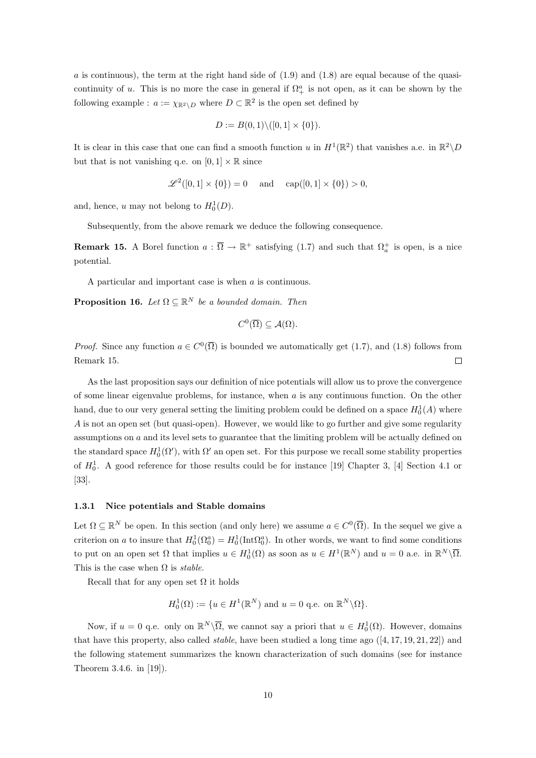$a$ is continuous), the term at the right hand side of (1.9) and (1.8) are equal because of the quasi-continuity of $u$. This is no more the case in general if $\Omega^a_+$ is not open, as it can be shown by the following example : $a := \chi_{\mathbb{R}^2\setminus D}$ where $D \subset \mathbb{R}^2$ is the open set defined by

$$D := B(0,1)\setminus([0,1]\times\{0\}).$$

It is clear in this case that one can find a smooth function $u$ in $H^1(\mathbb{R}^2)$ that vanishes a.e. in $\mathbb{R}^2\setminus D$ but that is not vanishing q.e. on $[0,1]\times\mathbb{R}$ since

$$\mathscr{L}^2([0,1]\times\{0\}) = 0 \quad \text{ and } \quad \mathrm{cap}([0,1]\times\{0\}) > 0,$$

and, hence, $u$ may not belong to $H^1_0(D)$.

Subsequently, from the above remark we deduce the following consequence.

**Remark 15.** A Borel function $a : \overline{\Omega} \to \mathbb{R}^+$ satisfying (1.7) and such that $\Omega^+_a$ is open, is a nice potential.

A particular and important case is when $a$ is continuous.

**Proposition 16.** *Let $\Omega \subseteq \mathbb{R}^N$ be a bounded domain. Then*

$$C^0(\overline{\Omega}) \subseteq \mathcal{A}(\Omega).$$

*Proof.* Since any function $a \in C^0(\overline{\Omega})$ is bounded we automatically get (1.7), and (1.8) follows from Remark 15. $\square$

As the last proposition says our definition of nice potentials will allow us to prove the convergence of some linear eigenvalue problems, for instance, when $a$ is any continuous function. On the other hand, due to our very general setting the limiting problem could be defined on a space $H^1_0(A)$ where $A$ is not an open set (but quasi-open). However, we would like to go further and give some regularity assumptions on $a$ and its level sets to guarantee that the limiting problem will be actually defined on the standard space $H^1_0(\Omega')$, with $\Omega'$ an open set. For this purpose we recall some stability properties of $H^1_0$. A good reference for those results could be for instance [19] Chapter 3, [4] Section 4.1 or [33].

### 1.3.1 Nice potentials and Stable domains

Let $\Omega \subseteq \mathbb{R}^N$ be open. In this section (and only here) we assume $a \in C^0(\overline{\Omega})$. In the sequel we give a criterion on $a$ to insure that $H^1_0(\Omega^a_0) = H^1_0(\mathrm{Int}\Omega^a_0)$. In other words, we want to find some conditions to put on an open set $\Omega$ that implies $u \in H^1_0(\Omega)$ as soon as $u \in H^1(\mathbb{R}^N)$ and $u = 0$ a.e. in $\mathbb{R}^N\setminus\overline{\Omega}$. This is the case when $\Omega$ is *stable*.

Recall that for any open set $\Omega$ it holds

$$H^1_0(\Omega) := \{u \in H^1(\mathbb{R}^N) \text{ and } u = 0 \text{ q.e. on } \mathbb{R}^N\setminus\Omega\}.$$

Now, if $u = 0$ q.e. only on $\mathbb{R}^N\setminus\overline{\Omega}$, we cannot say a priori that $u \in H^1_0(\Omega)$. However, domains that have this property, also called *stable*, have been studied a long time ago ([4, 17, 19, 21, 22]) and the following statement summarizes the known characterization of such domains (see for instance Theorem 3.4.6. in [19]).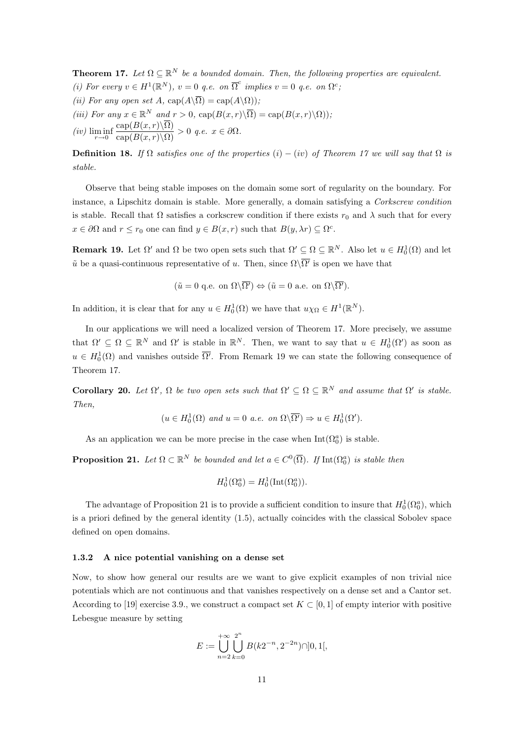**Theorem 17.** *Let $\Omega \subseteq \mathbb{R}^N$ be a bounded domain. Then, the following properties are equivalent.*
*(i) For every $v \in H^1(\mathbb{R}^N)$, $v = 0$ q.e. on $\overline{\Omega}^c$ implies $v = 0$ q.e. on $\Omega^c$;*
*(ii) For any open set $A$, $\operatorname{cap}(A \backslash \overline{\Omega}) = \operatorname{cap}(A \backslash \Omega)$);*
*(iii) For any $x \in \mathbb{R}^N$ and $r > 0$, $\operatorname{cap}(B(x,r) \backslash \overline{\Omega}) = \operatorname{cap}(B(x,r) \backslash \Omega)$);*
*(iv) $\liminf_{r \to 0} \dfrac{\operatorname{cap}(B(x,r) \backslash \overline{\Omega})}{\operatorname{cap}(B(x,r) \backslash \Omega)} > 0$ q.e. $x \in \partial\Omega$.*

**Definition 18.** *If $\Omega$ satisfies one of the properties $(i) - (iv)$ of Theorem 17 we will say that $\Omega$ is stable.*

Observe that being stable imposes on the domain some sort of regularity on the boundary. For instance, a Lipschitz domain is stable. More generally, a domain satisfying a *Corkscrew condition* is stable. Recall that $\Omega$ satisfies a corkscrew condition if there exists $r_0$ and $\lambda$ such that for every $x \in \partial\Omega$ and $r \leq r_0$ one can find $y \in B(x,r)$ such that $B(y, \lambda r) \subseteq \Omega^c$.

**Remark 19.** Let $\Omega'$ and $\Omega$ be two open sets such that $\Omega' \subseteq \Omega \subseteq \mathbb{R}^N$. Also let $u \in H_0^1(\Omega)$ and let $\tilde{u}$ be a quasi-continuous representative of $u$. Then, since $\Omega \backslash \overline{\Omega'}$ is open we have that

$$(\tilde{u} = 0 \text{ q.e. on } \Omega \backslash \overline{\Omega'}) \Leftrightarrow (\tilde{u} = 0 \text{ a.e. on } \Omega \backslash \overline{\Omega'}).$$

In addition, it is clear that for any $u \in H_0^1(\Omega)$ we have that $u\chi_\Omega \in H^1(\mathbb{R}^N)$.

In our applications we will need a localized version of Theorem 17. More precisely, we assume that $\Omega' \subseteq \Omega \subseteq \mathbb{R}^N$ and $\Omega'$ is stable in $\mathbb{R}^N$. Then, we want to say that $u \in H_0^1(\Omega')$ as soon as $u \in H_0^1(\Omega)$ and vanishes outside $\overline{\Omega'}$. From Remark 19 we can state the following consequence of Theorem 17.

**Corollary 20.** *Let $\Omega'$, $\Omega$ be two open sets such that $\Omega' \subseteq \Omega \subseteq \mathbb{R}^N$ and assume that $\Omega'$ is stable. Then,*

$$(u \in H_0^1(\Omega) \text{ and } u = 0 \text{ a.e. on } \Omega \backslash \overline{\Omega'}) \Rightarrow u \in H_0^1(\Omega').$$

As an application we can be more precise in the case when $\operatorname{Int}(\Omega_0^a)$ is stable.

**Proposition 21.** *Let $\Omega \subset \mathbb{R}^N$ be bounded and let $a \in C^0(\overline{\Omega})$. If $\operatorname{Int}(\Omega_0^a)$ is stable then*

$$H_0^1(\Omega_0^a) = H_0^1(\operatorname{Int}(\Omega_0^a)).$$

The advantage of Proposition 21 is to provide a sufficient condition to insure that $H_0^1(\Omega_0^a)$, which is a priori defined by the general identity (1.5), actually coincides with the classical Sobolev space defined on open domains.

### 1.3.2 A nice potential vanishing on a dense set

Now, to show how general our results are we want to give explicit examples of non trivial nice potentials which are not continuous and that vanishes respectively on a dense set and a Cantor set. According to [19] exercise 3.9., we construct a compact set $K \subset [0,1]$ of empty interior with positive Lebesgue measure by setting

$$E := \bigcup_{n=2}^{+\infty} \bigcup_{k=0}^{2^n} B(k2^{-n}, 2^{-2n}) \cap ]0,1[,$$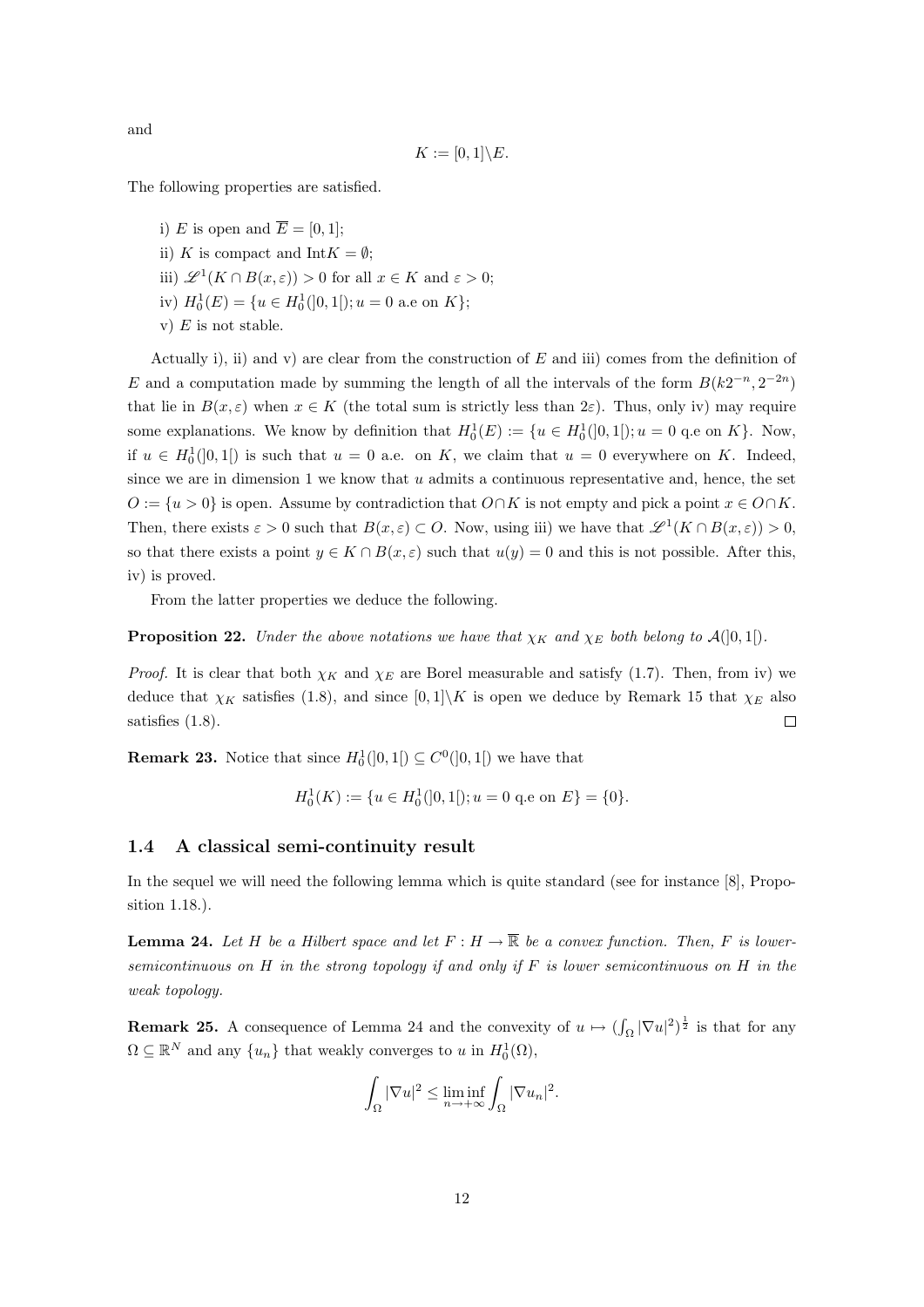and

$$K := [0,1]\backslash E.$$

The following properties are satisfied.

i) $E$ is open and $\overline{E} = [0,1]$;

ii) $K$ is compact and $\text{Int}K = \emptyset$;

iii) $\mathscr{L}^1(K \cap B(x,\varepsilon)) > 0$ for all $x \in K$ and $\varepsilon > 0$;

iv) $H_0^1(E) = \{u \in H_0^1(]0,1[); u = 0 \text{ a.e on } K\}$;

v) $E$ is not stable.

Actually i), ii) and v) are clear from the construction of $E$ and iii) comes from the definition of $E$ and a computation made by summing the length of all the intervals of the form $B(k2^{-n}, 2^{-2n})$ that lie in $B(x,\varepsilon)$ when $x \in K$ (the total sum is strictly less than $2\varepsilon$). Thus, only iv) may require some explanations. We know by definition that $H_0^1(E) := \{u \in H_0^1(]0,1[); u = 0 \text{ q.e on } K\}$. Now, if $u \in H_0^1(]0,1[)$ is such that $u = 0$ a.e. on $K$, we claim that $u = 0$ everywhere on $K$. Indeed, since we are in dimension 1 we know that $u$ admits a continuous representative and, hence, the set $O := \{u > 0\}$ is open. Assume by contradiction that $O \cap K$ is not empty and pick a point $x \in O \cap K$. Then, there exists $\varepsilon > 0$ such that $B(x,\varepsilon) \subset O$. Now, using iii) we have that $\mathscr{L}^1(K \cap B(x,\varepsilon)) > 0$, so that there exists a point $y \in K \cap B(x,\varepsilon)$ such that $u(y) = 0$ and this is not possible. After this, iv) is proved.

From the latter properties we deduce the following.

**Proposition 22.** *Under the above notations we have that $\chi_K$ and $\chi_E$ both belong to $\mathcal{A}(]0,1[)$.*

*Proof.* It is clear that both $\chi_K$ and $\chi_E$ are Borel measurable and satisfy (1.7). Then, from iv) we deduce that $\chi_K$ satisfies (1.8), and since $[0,1]\backslash K$ is open we deduce by Remark 15 that $\chi_E$ also satisfies (1.8). $\square$

**Remark 23.** Notice that since $H_0^1(]0,1[) \subseteq C^0(]0,1[)$ we have that

$$H_0^1(K) := \{u \in H_0^1(]0,1[); u = 0 \text{ q.e on } E\} = \{0\}.$$

## 1.4 A classical semi-continuity result

In the sequel we will need the following lemma which is quite standard (see for instance [8], Proposition 1.18.).

**Lemma 24.** *Let $H$ be a Hilbert space and let $F : H \to \overline{\mathbb{R}}$ be a convex function. Then, $F$ is lower-semicontinuous on $H$ in the strong topology if and only if $F$ is lower semicontinuous on $H$ in the weak topology.*

**Remark 25.** A consequence of Lemma 24 and the convexity of $u \mapsto (\int_\Omega |\nabla u|^2)^{\frac{1}{2}}$ is that for any $\Omega \subseteq \mathbb{R}^N$ and any $\{u_n\}$ that weakly converges to $u$ in $H_0^1(\Omega)$,

$$\int_\Omega |\nabla u|^2 \leq \liminf_{n \to +\infty} \int_\Omega |\nabla u_n|^2.$$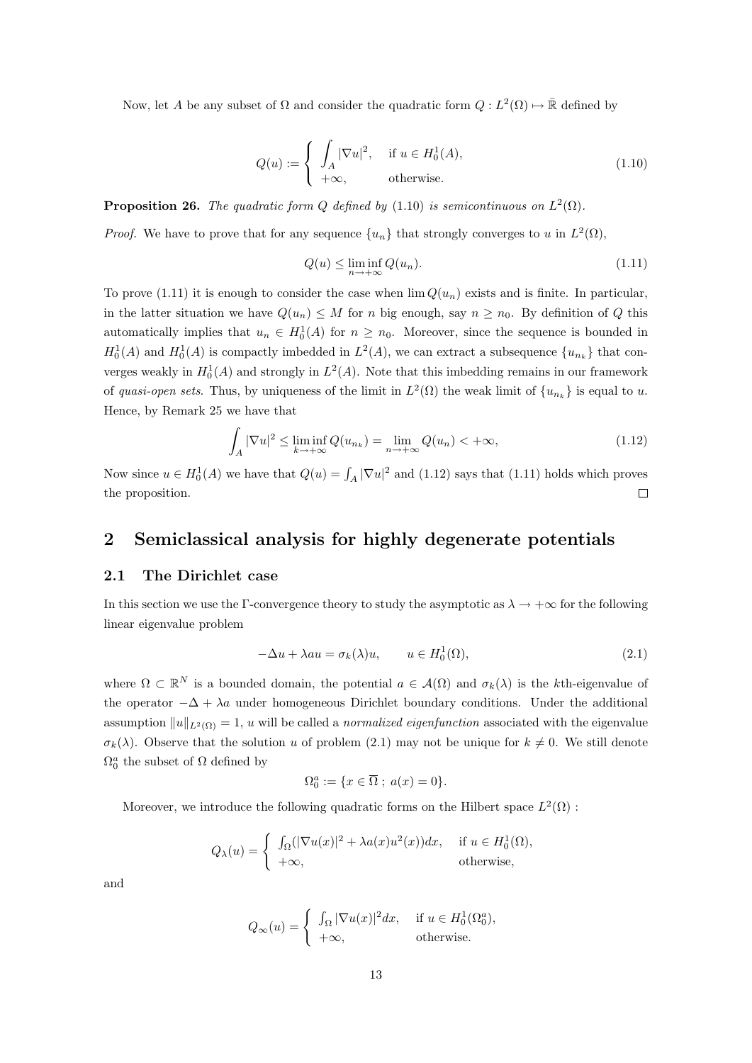Now, let $A$ be any subset of $\Omega$ and consider the quadratic form $Q : L^2(\Omega) \mapsto \bar{\mathbb{R}}$ defined by

$$
Q(u) := \begin{cases} \displaystyle\int_A |\nabla u|^2, & \text{if } u \in H_0^1(A), \\ +\infty, & \text{otherwise.} \end{cases} \tag{1.10}
$$

**Proposition 26.** *The quadratic form $Q$ defined by* (1.10) *is semicontinuous on $L^2(\Omega)$.*

*Proof.* We have to prove that for any sequence $\{u_n\}$ that strongly converges to $u$ in $L^2(\Omega)$,

$$
Q(u) \leq \liminf_{n\to+\infty} Q(u_n). \tag{1.11}
$$

To prove (1.11) it is enough to consider the case when $\lim Q(u_n)$ exists and is finite. In particular, in the latter situation we have $Q(u_n) \leq M$ for $n$ big enough, say $n \geq n_0$. By definition of $Q$ this automatically implies that $u_n \in H_0^1(A)$ for $n \geq n_0$. Moreover, since the sequence is bounded in $H_0^1(A)$ and $H_0^1(A)$ is compactly imbedded in $L^2(A)$, we can extract a subsequence $\{u_{n_k}\}$ that converges weakly in $H_0^1(A)$ and strongly in $L^2(A)$. Note that this imbedding remains in our framework of *quasi-open sets*. Thus, by uniqueness of the limit in $L^2(\Omega)$ the weak limit of $\{u_{n_k}\}$ is equal to $u$. Hence, by Remark 25 we have that

$$
\int_A |\nabla u|^2 \leq \liminf_{k\to+\infty} Q(u_{n_k}) = \lim_{n\to+\infty} Q(u_n) < +\infty, \tag{1.12}
$$

Now since $u \in H_0^1(A)$ we have that $Q(u) = \int_A |\nabla u|^2$ and (1.12) says that (1.11) holds which proves the proposition. $\square$

## 2 Semiclassical analysis for highly degenerate potentials

### 2.1 The Dirichlet case

In this section we use the $\Gamma$-convergence theory to study the asymptotic as $\lambda \to +\infty$ for the following linear eigenvalue problem

$$
-\Delta u + \lambda a u = \sigma_k(\lambda) u, \qquad u \in H_0^1(\Omega), \tag{2.1}
$$

where $\Omega \subset \mathbb{R}^N$ is a bounded domain, the potential $a \in \mathcal{A}(\Omega)$ and $\sigma_k(\lambda)$ is the $k$th-eigenvalue of the operator $-\Delta + \lambda a$ under homogeneous Dirichlet boundary conditions. Under the additional assumption $\|u\|_{L^2(\Omega)} = 1$, $u$ will be called a *normalized eigenfunction* associated with the eigenvalue $\sigma_k(\lambda)$. Observe that the solution $u$ of problem (2.1) may not be unique for $k \neq 0$. We still denote $\Omega_0^a$ the subset of $\Omega$ defined by

$$
\Omega_0^a := \{x \in \overline{\Omega}\ ;\ a(x) = 0\}.
$$

Moreover, we introduce the following quadratic forms on the Hilbert space $L^2(\Omega)$ :

$$
Q_\lambda(u) = \begin{cases} \int_\Omega (|\nabla u(x)|^2 + \lambda a(x) u^2(x)) dx, & \text{if } u \in H_0^1(\Omega), \\ +\infty, & \text{otherwise,} \end{cases}
$$

and

$$
Q_\infty(u) = \begin{cases} \int_\Omega |\nabla u(x)|^2 dx, & \text{if } u \in H_0^1(\Omega_0^a), \\ +\infty, & \text{otherwise.} \end{cases}
$$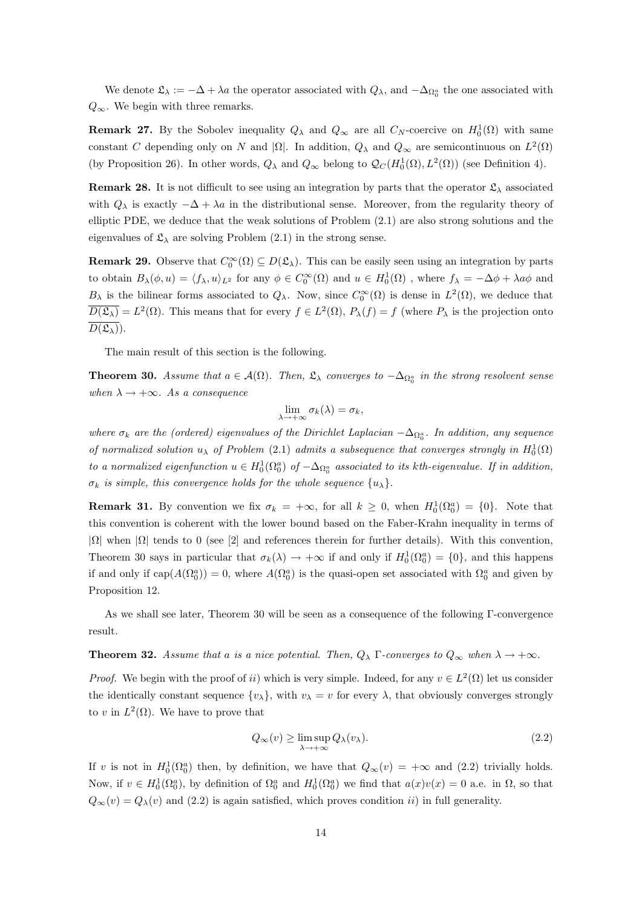We denote $\mathfrak{L}_\lambda := -\Delta + \lambda a$ the operator associated with $Q_\lambda$, and $-\Delta_{\Omega_0^a}$ the one associated with $Q_\infty$. We begin with three remarks.

**Remark 27.** By the Sobolev inequality $Q_\lambda$ and $Q_\infty$ are all $C_N$-coercive on $H_0^1(\Omega)$ with same constant $C$ depending only on $N$ and $|\Omega|$. In addition, $Q_\lambda$ and $Q_\infty$ are semicontinuous on $L^2(\Omega)$ (by Proposition 26). In other words, $Q_\lambda$ and $Q_\infty$ belong to $\mathcal{Q}_C(H_0^1(\Omega), L^2(\Omega))$ (see Definition 4).

**Remark 28.** It is not difficult to see using an integration by parts that the operator $\mathfrak{L}_\lambda$ associated with $Q_\lambda$ is exactly $-\Delta + \lambda a$ in the distributional sense. Moreover, from the regularity theory of elliptic PDE, we deduce that the weak solutions of Problem (2.1) are also strong solutions and the eigenvalues of $\mathfrak{L}_\lambda$ are solving Problem (2.1) in the strong sense.

**Remark 29.** Observe that $C_0^\infty(\Omega) \subseteq D(\mathfrak{L}_\lambda)$. This can be easily seen using an integration by parts to obtain $B_\lambda(\phi, u) = \langle f_\lambda, u\rangle_{L^2}$ for any $\phi \in C_0^\infty(\Omega)$ and $u \in H_0^1(\Omega)$ , where $f_\lambda = -\Delta\phi + \lambda a \phi$ and $B_\lambda$ is the bilinear forms associated to $Q_\lambda$. Now, since $C_0^\infty(\Omega)$ is dense in $L^2(\Omega)$, we deduce that $\overline{D(\mathfrak{L}_\lambda)} = L^2(\Omega)$. This means that for every $f \in L^2(\Omega)$, $P_\lambda(f) = f$ (where $P_\lambda$ is the projection onto $\overline{D(\mathfrak{L}_\lambda)}$).

The main result of this section is the following.

**Theorem 30.** *Assume that $a \in \mathcal{A}(\Omega)$. Then, $\mathfrak{L}_\lambda$ converges to $-\Delta_{\Omega_0^a}$ in the strong resolvent sense when $\lambda \to +\infty$. As a consequence*

$$\lim_{\lambda\to+\infty} \sigma_k(\lambda) = \sigma_k,$$

*where $\sigma_k$ are the (ordered) eigenvalues of the Dirichlet Laplacian $-\Delta_{\Omega_0^a}$. In addition, any sequence of normalized solution $u_\lambda$ of Problem (2.1) admits a subsequence that converges strongly in $H_0^1(\Omega)$ to a normalized eigenfunction $u \in H_0^1(\Omega_0^a)$ of $-\Delta_{\Omega_0^a}$ associated to its kth-eigenvalue. If in addition, $\sigma_k$ is simple, this convergence holds for the whole sequence $\{u_\lambda\}$.*

**Remark 31.** By convention we fix $\sigma_k = +\infty$, for all $k \geq 0$, when $H_0^1(\Omega_0^a) = \{0\}$. Note that this convention is coherent with the lower bound based on the Faber-Krahn inequality in terms of $|\Omega|$ when $|\Omega|$ tends to 0 (see [2] and references therein for further details). With this convention, Theorem 30 says in particular that $\sigma_k(\lambda) \to +\infty$ if and only if $H_0^1(\Omega_0^a) = \{0\}$, and this happens if and only if $\mathrm{cap}(A(\Omega_0^a)) = 0$, where $A(\Omega_0^a)$ is the quasi-open set associated with $\Omega_0^a$ and given by Proposition 12.

As we shall see later, Theorem 30 will be seen as a consequence of the following $\Gamma$-convergence result.

**Theorem 32.** *Assume that $a$ is a nice potential. Then, $Q_\lambda$ $\Gamma$-converges to $Q_\infty$ when $\lambda \to +\infty$.*

*Proof.* We begin with the proof of *ii)* which is very simple. Indeed, for any $v \in L^2(\Omega)$ let us consider the identically constant sequence $\{v_\lambda\}$, with $v_\lambda = v$ for every $\lambda$, that obviously converges strongly to $v$ in $L^2(\Omega)$. We have to prove that

$$Q_\infty(v) \geq \limsup_{\lambda\to+\infty} Q_\lambda(v_\lambda). \tag{2.2}$$

If $v$ is not in $H_0^1(\Omega_0^a)$ then, by definition, we have that $Q_\infty(v) = +\infty$ and (2.2) trivially holds. Now, if $v \in H_0^1(\Omega_0^a)$, by definition of $\Omega_0^a$ and $H_0^1(\Omega_0^a)$ we find that $a(x)v(x) = 0$ a.e. in $\Omega$, so that $Q_\infty(v) = Q_\lambda(v)$ and (2.2) is again satisfied, which proves condition *ii)* in full generality.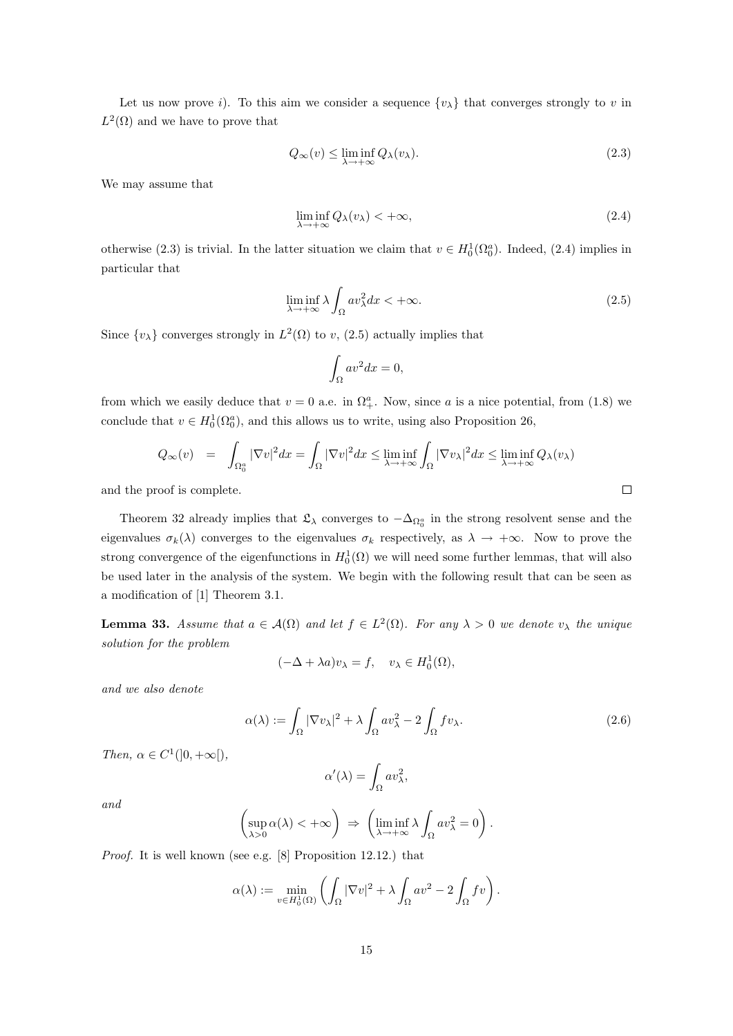Let us now prove $i$). To this aim we consider a sequence $\{v_\lambda\}$ that converges strongly to $v$ in $L^2(\Omega)$ and we have to prove that

$$Q_\infty(v) \leq \liminf_{\lambda\to+\infty} Q_\lambda(v_\lambda). \tag{2.3}$$

We may assume that

$$\liminf_{\lambda\to+\infty} Q_\lambda(v_\lambda) < +\infty, \tag{2.4}$$

otherwise (2.3) is trivial. In the latter situation we claim that $v \in H_0^1(\Omega_0^a)$. Indeed, (2.4) implies in particular that

$$\liminf_{\lambda\to+\infty} \lambda \int_\Omega a v_\lambda^2 dx < +\infty. \tag{2.5}$$

Since $\{v_\lambda\}$ converges strongly in $L^2(\Omega)$ to $v$, (2.5) actually implies that

$$\int_\Omega a v^2 dx = 0,$$

from which we easily deduce that $v = 0$ a.e. in $\Omega_+^a$. Now, since $a$ is a nice potential, from (1.8) we conclude that $v \in H_0^1(\Omega_0^a)$, and this allows us to write, using also Proposition 26,

$$Q_\infty(v) \quad = \quad \int_{\Omega_0^a} |\nabla v|^2 dx = \int_\Omega |\nabla v|^2 dx \leq \liminf_{\lambda\to+\infty} \int_\Omega |\nabla v_\lambda|^2 dx \leq \liminf_{\lambda\to+\infty} Q_\lambda(v_\lambda)$$

and the proof is complete. □

Theorem 32 already implies that $\mathfrak{L}_\lambda$ converges to $-\Delta_{\Omega_0^a}$ in the strong resolvent sense and the eigenvalues $\sigma_k(\lambda)$ converges to the eigenvalues $\sigma_k$ respectively, as $\lambda \to +\infty$. Now to prove the strong convergence of the eigenfunctions in $H_0^1(\Omega)$ we will need some further lemmas, that will also be used later in the analysis of the system. We begin with the following result that can be seen as a modification of [1] Theorem 3.1.

**Lemma 33.** *Assume that $a \in \mathcal{A}(\Omega)$ and let $f \in L^2(\Omega)$. For any $\lambda > 0$ we denote $v_\lambda$ the unique solution for the problem*

$$(-\Delta + \lambda a)v_\lambda = f, \quad v_\lambda \in H_0^1(\Omega),$$

*and we also denote*

$$\alpha(\lambda) := \int_\Omega |\nabla v_\lambda|^2 + \lambda \int_\Omega a v_\lambda^2 - 2\int_\Omega f v_\lambda. \tag{2.6}$$

*Then, $\alpha \in C^1(]0, +\infty[)$,*

$$\alpha'(\lambda) = \int_\Omega a v_\lambda^2,$$

*and*

$$\left(\sup_{\lambda>0} \alpha(\lambda) < +\infty\right) \Rightarrow \left(\liminf_{\lambda\to+\infty} \lambda \int_\Omega a v_\lambda^2 = 0\right).$$

*Proof.* It is well known (see e.g. [8] Proposition 12.12.) that

$$\alpha(\lambda) := \min_{v\in H_0^1(\Omega)} \left(\int_\Omega |\nabla v|^2 + \lambda \int_\Omega a v^2 - 2\int_\Omega f v\right).$$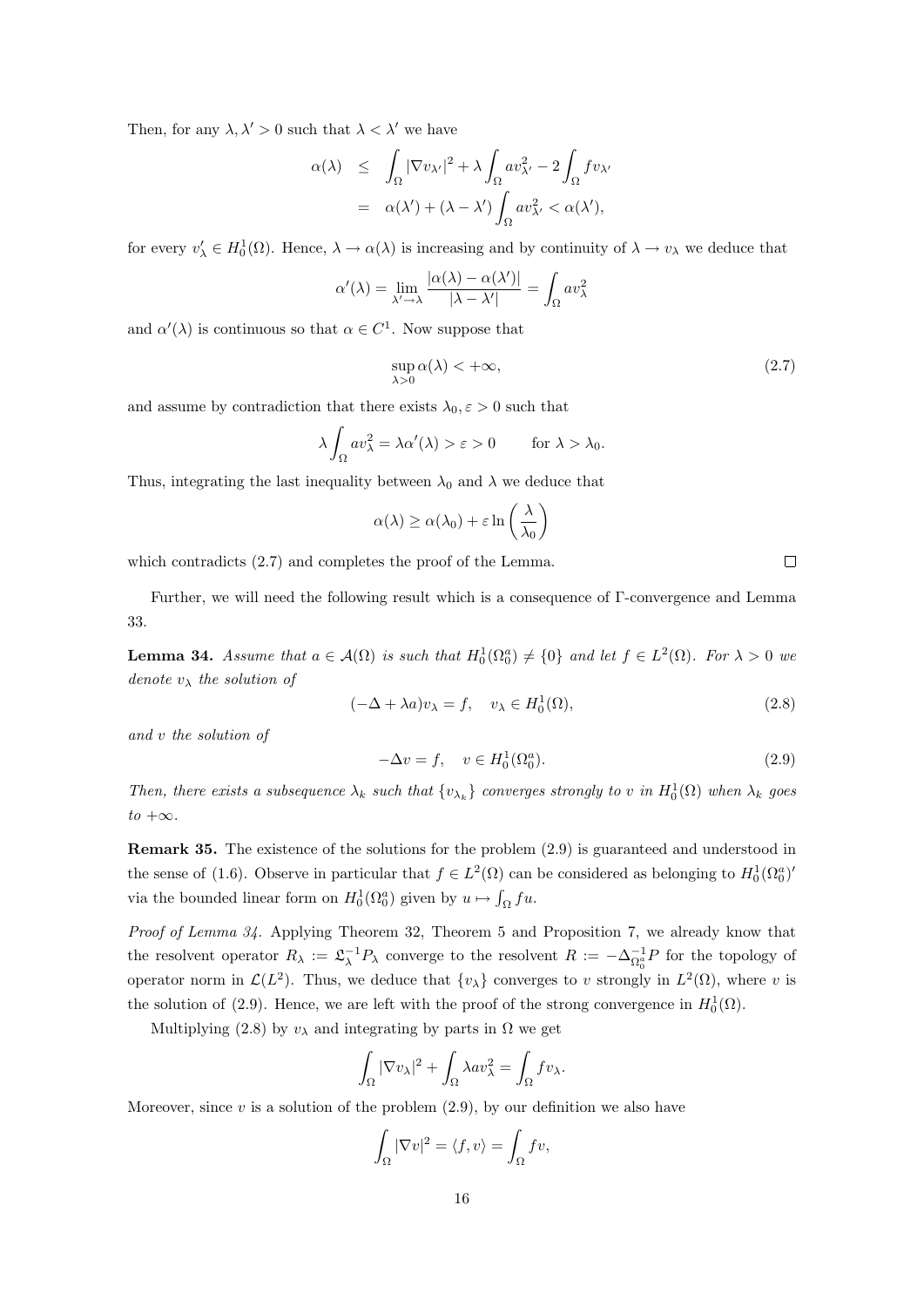Then, for any $\lambda, \lambda' > 0$ such that $\lambda < \lambda'$ we have

$$
\begin{aligned}
\alpha(\lambda) &\leq \int_\Omega |\nabla v_{\lambda'}|^2 + \lambda \int_\Omega a v_{\lambda'}^2 - 2\int_\Omega f v_{\lambda'} \\
&= \alpha(\lambda') + (\lambda - \lambda') \int_\Omega a v_{\lambda'}^2 < \alpha(\lambda'),
\end{aligned}
$$

for every $v_\lambda' \in H_0^1(\Omega)$. Hence, $\lambda \to \alpha(\lambda)$ is increasing and by continuity of $\lambda \to v_\lambda$ we deduce that

$$
\alpha'(\lambda) = \lim_{\lambda' \to \lambda} \frac{|\alpha(\lambda) - \alpha(\lambda')|}{|\lambda - \lambda'|} = \int_\Omega a v_\lambda^2
$$

and $\alpha'(\lambda)$ is continuous so that $\alpha \in C^1$. Now suppose that

$$
\sup_{\lambda > 0} \alpha(\lambda) < +\infty, \tag{2.7}
$$

and assume by contradiction that there exists $\lambda_0, \varepsilon > 0$ such that

$$
\lambda \int_\Omega a v_\lambda^2 = \lambda \alpha'(\lambda) > \varepsilon > 0 \qquad \text{for } \lambda > \lambda_0.
$$

Thus, integrating the last inequality between $\lambda_0$ and $\lambda$ we deduce that

$$
\alpha(\lambda) \geq \alpha(\lambda_0) + \varepsilon \ln\left(\frac{\lambda}{\lambda_0}\right)
$$

which contradicts (2.7) and completes the proof of the Lemma. $\square$

Further, we will need the following result which is a consequence of Γ-convergence and Lemma 33.

**Lemma 34.** *Assume that $a \in \mathcal{A}(\Omega)$ is such that $H_0^1(\Omega_0^a) \neq \{0\}$ and let $f \in L^2(\Omega)$. For $\lambda > 0$ we denote $v_\lambda$ the solution of*

$$
(-\Delta + \lambda a) v_\lambda = f, \quad v_\lambda \in H_0^1(\Omega), \tag{2.8}
$$

*and $v$ the solution of*

$$
-\Delta v = f, \quad v \in H_0^1(\Omega_0^a). \tag{2.9}
$$

*Then, there exists a subsequence $\lambda_k$ such that $\{v_{\lambda_k}\}$ converges strongly to $v$ in $H_0^1(\Omega)$ when $\lambda_k$ goes to $+\infty$.*

**Remark 35.** The existence of the solutions for the problem (2.9) is guaranteed and understood in the sense of (1.6). Observe in particular that $f \in L^2(\Omega)$ can be considered as belonging to $H_0^1(\Omega_0^a)'$ via the bounded linear form on $H_0^1(\Omega_0^a)$ given by $u \mapsto \int_\Omega f u$.

*Proof of Lemma 34.* Applying Theorem 32, Theorem 5 and Proposition 7, we already know that the resolvent operator $R_\lambda := \mathfrak{L}_\lambda^{-1} P_\lambda$ converge to the resolvent $R := -\Delta_{\Omega_0^a}^{-1} P$ for the topology of operator norm in $\mathcal{L}(L^2)$. Thus, we deduce that $\{v_\lambda\}$ converges to $v$ strongly in $L^2(\Omega)$, where $v$ is the solution of (2.9). Hence, we are left with the proof of the strong convergence in $H_0^1(\Omega)$.

Multiplying (2.8) by $v_\lambda$ and integrating by parts in $\Omega$ we get

$$
\int_\Omega |\nabla v_\lambda|^2 + \int_\Omega \lambda a v_\lambda^2 = \int_\Omega f v_\lambda.
$$

Moreover, since $v$ is a solution of the problem (2.9), by our definition we also have

$$
\int_\Omega |\nabla v|^2 = \langle f, v \rangle = \int_\Omega f v,
$$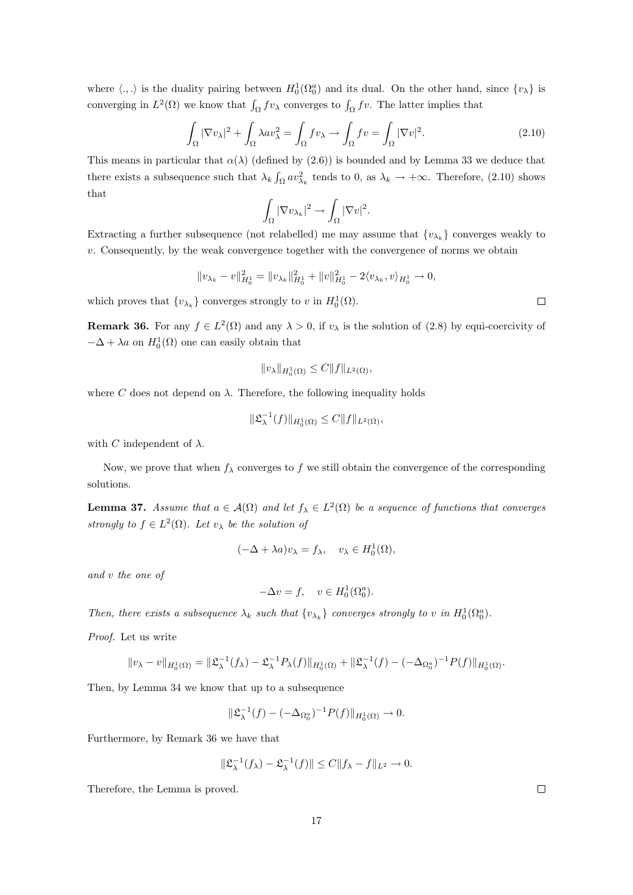where $\langle .,. \rangle$ is the duality pairing between $H_0^1(\Omega_0^a)$ and its dual. On the other hand, since $\{v_\lambda\}$ is converging in $L^2(\Omega)$ we know that $\int_\Omega f v_\lambda$ converges to $\int_\Omega f v$. The latter implies that

$$\int_\Omega |\nabla v_\lambda|^2 + \int_\Omega \lambda a v_\lambda^2 = \int_\Omega f v_\lambda \to \int_\Omega f v = \int_\Omega |\nabla v|^2. \tag{2.10}$$

This means in particular that $\alpha(\lambda)$ (defined by (2.6)) is bounded and by Lemma 33 we deduce that there exists a subsequence such that $\lambda_k \int_\Omega a v_{\lambda_k}^2$ tends to 0, as $\lambda_k \to +\infty$. Therefore, (2.10) shows that

$$\int_\Omega |\nabla v_{\lambda_k}|^2 \to \int_\Omega |\nabla v|^2.$$

Extracting a further subsequence (not relabelled) me may assume that $\{v_{\lambda_k}\}$ converges weakly to $v$. Consequently, by the weak convergence together with the convergence of norms we obtain

$$\|v_{\lambda_k} - v\|_{H_0^1}^2 = \|v_{\lambda_k}\|_{H_0^1}^2 + \|v\|_{H_0^1}^2 - 2\langle v_{\lambda_k}, v\rangle_{H_0^1} \to 0,$$

which proves that $\{v_{\lambda_k}\}$ converges strongly to $v$ in $H_0^1(\Omega)$. $\square$

**Remark 36.** For any $f \in L^2(\Omega)$ and any $\lambda > 0$, if $v_\lambda$ is the solution of (2.8) by equi-coercivity of $-\Delta + \lambda a$ on $H_0^1(\Omega)$ one can easily obtain that

$$\|v_\lambda\|_{H_0^1(\Omega)} \leq C\|f\|_{L^2(\Omega)},$$

where $C$ does not depend on $\lambda$. Therefore, the following inequality holds

$$\|\mathfrak{L}_\lambda^{-1}(f)\|_{H_0^1(\Omega)} \leq C\|f\|_{L^2(\Omega)},$$

with $C$ independent of $\lambda$.

Now, we prove that when $f_\lambda$ converges to $f$ we still obtain the convergence of the corresponding solutions.

**Lemma 37.** *Assume that $a \in \mathcal{A}(\Omega)$ and let $f_\lambda \in L^2(\Omega)$ be a sequence of functions that converges strongly to $f \in L^2(\Omega)$. Let $v_\lambda$ be the solution of*

$$(-\Delta + \lambda a)v_\lambda = f_\lambda, \quad v_\lambda \in H_0^1(\Omega),$$

*and $v$ the one of*

$$-\Delta v = f, \quad v \in H_0^1(\Omega_0^a).$$

*Then, there exists a subsequence $\lambda_k$ such that $\{v_{\lambda_k}\}$ converges strongly to $v$ in $H_0^1(\Omega_0^a)$.*

*Proof.* Let us write

$$\|v_\lambda - v\|_{H_0^1(\Omega)} = \|\mathfrak{L}_\lambda^{-1}(f_\lambda) - \mathfrak{L}_\lambda^{-1}P_\lambda(f)\|_{H_0^1(\Omega)} + \|\mathfrak{L}_\lambda^{-1}(f) - (-\Delta_{\Omega_0^a})^{-1}P(f)\|_{H_0^1(\Omega)}.$$

Then, by Lemma 34 we know that up to a subsequence

$$\|\mathfrak{L}_\lambda^{-1}(f) - (-\Delta_{\Omega_0^a})^{-1}P(f)\|_{H_0^1(\Omega)} \to 0.$$

Furthermore, by Remark 36 we have that

$$\|\mathfrak{L}_\lambda^{-1}(f_\lambda) - \mathfrak{L}_\lambda^{-1}(f)\| \leq C\|f_\lambda - f\|_{L^2} \to 0.$$

Therefore, the Lemma is proved. $\square$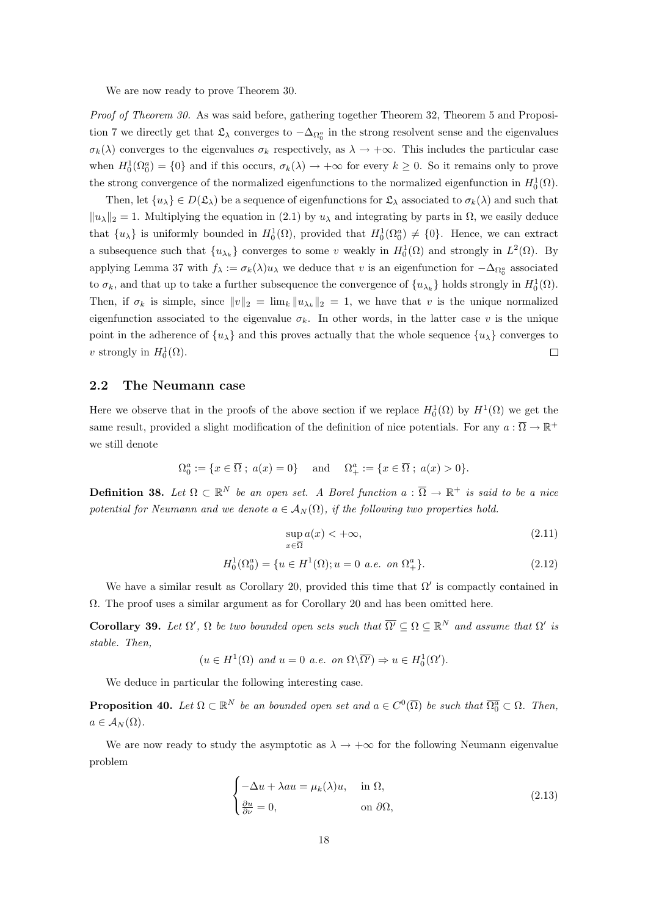We are now ready to prove Theorem 30.

*Proof of Theorem 30.* As was said before, gathering together Theorem 32, Theorem 5 and Proposition 7 we directly get that $\mathfrak{L}_\lambda$ converges to $-\Delta_{\Omega_0^a}$ in the strong resolvent sense and the eigenvalues $\sigma_k(\lambda)$ converges to the eigenvalues $\sigma_k$ respectively, as $\lambda \to +\infty$. This includes the particular case when $H_0^1(\Omega_0^a) = \{0\}$ and if this occurs, $\sigma_k(\lambda) \to +\infty$ for every $k \geq 0$. So it remains only to prove the strong convergence of the normalized eigenfunctions to the normalized eigenfunction in $H_0^1(\Omega)$.

Then, let $\{u_\lambda\} \in D(\mathfrak{L}_\lambda)$ be a sequence of eigenfunctions for $\mathfrak{L}_\lambda$ associated to $\sigma_k(\lambda)$ and such that $\|u_\lambda\|_2 = 1$. Multiplying the equation in (2.1) by $u_\lambda$ and integrating by parts in $\Omega$, we easily deduce that $\{u_\lambda\}$ is uniformly bounded in $H_0^1(\Omega)$, provided that $H_0^1(\Omega_0^a) \neq \{0\}$. Hence, we can extract a subsequence such that $\{u_{\lambda_k}\}$ converges to some $v$ weakly in $H_0^1(\Omega)$ and strongly in $L^2(\Omega)$. By applying Lemma 37 with $f_\lambda := \sigma_k(\lambda)u_\lambda$ we deduce that $v$ is an eigenfunction for $-\Delta_{\Omega_0^a}$ associated to $\sigma_k$, and that up to take a further subsequence the convergence of $\{u_{\lambda_k}\}$ holds strongly in $H_0^1(\Omega)$. Then, if $\sigma_k$ is simple, since $\|v\|_2 = \lim_k \|u_{\lambda_k}\|_2 = 1$, we have that $v$ is the unique normalized eigenfunction associated to the eigenvalue $\sigma_k$. In other words, in the latter case $v$ is the unique point in the adherence of $\{u_\lambda\}$ and this proves actually that the whole sequence $\{u_\lambda\}$ converges to $v$ strongly in $H_0^1(\Omega)$. $\square$

## 2.2 The Neumann case

Here we observe that in the proofs of the above section if we replace $H_0^1(\Omega)$ by $H^1(\Omega)$ we get the same result, provided a slight modification of the definition of nice potentials. For any $a : \overline{\Omega} \to \mathbb{R}^+$ we still denote

$$\Omega_0^a := \{x \in \overline{\Omega}\,;\, a(x) = 0\} \quad \text{ and } \quad \Omega_+^a := \{x \in \overline{\Omega}\,;\, a(x) > 0\}.$$

**Definition 38.** *Let $\Omega \subset \mathbb{R}^N$ be an open set. A Borel function $a : \overline{\Omega} \to \mathbb{R}^+$ is said to be a nice potential for Neumann and we denote $a \in \mathcal{A}_N(\Omega)$, if the following two properties hold.*

$$\sup_{x \in \overline{\Omega}} a(x) < +\infty, \tag{2.11}$$

$$H_0^1(\Omega_0^a) = \{u \in H^1(\Omega); u = 0 \text{ a.e. on } \Omega_+^a\}. \tag{2.12}$$

We have a similar result as Corollary 20, provided this time that $\Omega'$ is compactly contained in $\Omega$. The proof uses a similar argument as for Corollary 20 and has been omitted here.

**Corollary 39.** *Let $\Omega'$, $\Omega$ be two bounded open sets such that $\overline{\Omega'} \subseteq \Omega \subseteq \mathbb{R}^N$ and assume that $\Omega'$ is stable. Then,*

$$(u \in H^1(\Omega) \text{ and } u = 0 \text{ a.e. on } \Omega \backslash \overline{\Omega'}) \Rightarrow u \in H_0^1(\Omega').$$

We deduce in particular the following interesting case.

**Proposition 40.** *Let $\Omega \subset \mathbb{R}^N$ be an bounded open set and $a \in C^0(\overline{\Omega})$ be such that $\overline{\Omega_0^a} \subset \Omega$. Then, $a \in \mathcal{A}_N(\Omega)$.*

We are now ready to study the asymptotic as $\lambda \to +\infty$ for the following Neumann eigenvalue problem

$$\begin{cases} -\Delta u + \lambda a u = \mu_k(\lambda) u, & \text{in } \Omega, \\ \frac{\partial u}{\partial \nu} = 0, & \text{on } \partial\Omega, \end{cases} \tag{2.13}$$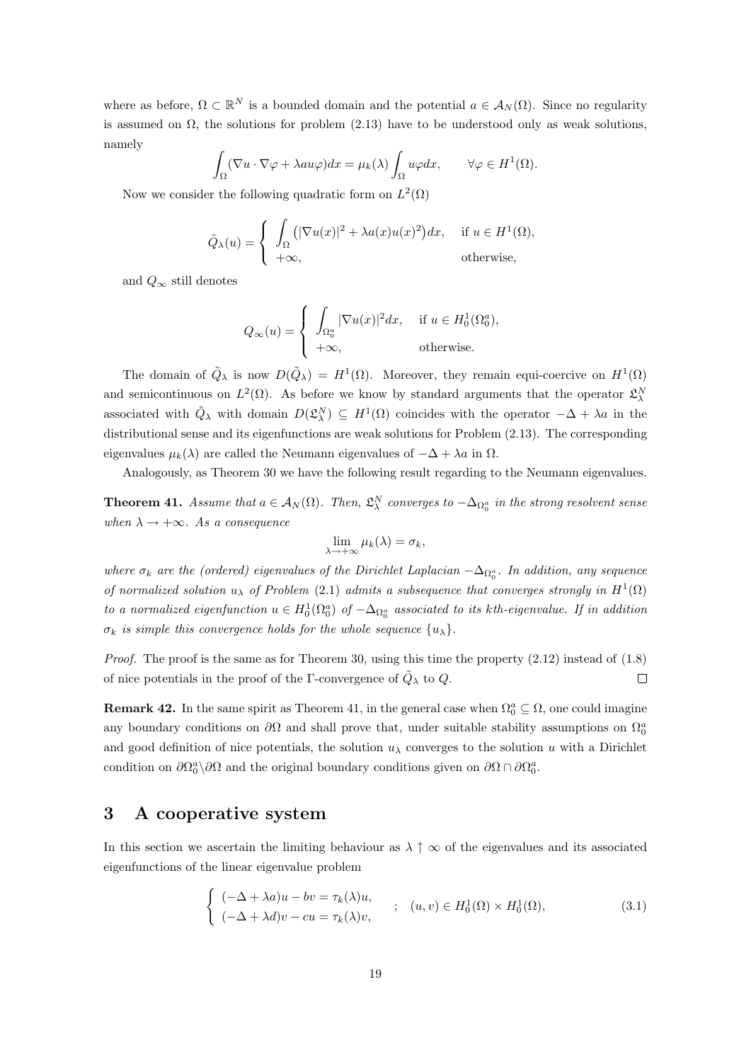where as before, $\Omega \subset \mathbb{R}^N$ is a bounded domain and the potential $a \in \mathcal{A}_N(\Omega)$. Since no regularity is assumed on $\Omega$, the solutions for problem (2.13) have to be understood only as weak solutions, namely

$$\int_\Omega (\nabla u \cdot \nabla \varphi + \lambda a u \varphi) dx = \mu_k(\lambda) \int_\Omega u \varphi dx, \qquad \forall \varphi \in H^1(\Omega).$$

Now we consider the following quadratic form on $L^2(\Omega)$

$$\tilde{Q}_\lambda(u) = \begin{cases} \displaystyle\int_\Omega \left(|\nabla u(x)|^2 + \lambda a(x) u(x)^2\right) dx, & \text{if } u \in H^1(\Omega), \\ +\infty, & \text{otherwise,} \end{cases}$$

and $Q_\infty$ still denotes

$$Q_\infty(u) = \begin{cases} \displaystyle\int_{\Omega_0^a} |\nabla u(x)|^2 dx, & \text{if } u \in H_0^1(\Omega_0^a), \\ +\infty, & \text{otherwise.} \end{cases}$$

The domain of $\tilde{Q}_\lambda$ is now $D(\tilde{Q}_\lambda) = H^1(\Omega)$. Moreover, they remain equi-coercive on $H^1(\Omega)$ and semicontinuous on $L^2(\Omega)$. As before we know by standard arguments that the operator $\mathfrak{L}_\lambda^N$ associated with $\tilde{Q}_\lambda$ with domain $D(\mathfrak{L}_\lambda^N) \subseteq H^1(\Omega)$ coincides with the operator $-\Delta + \lambda a$ in the distributional sense and its eigenfunctions are weak solutions for Problem (2.13). The corresponding eigenvalues $\mu_k(\lambda)$ are called the Neumann eigenvalues of $-\Delta + \lambda a$ in $\Omega$.

Analogously, as Theorem 30 we have the following result regarding to the Neumann eigenvalues.

**Theorem 41.** *Assume that $a \in \mathcal{A}_N(\Omega)$. Then, $\mathfrak{L}_\lambda^N$ converges to $-\Delta_{\Omega_0^a}$ in the strong resolvent sense when $\lambda \to +\infty$. As a consequence*

$$\lim_{\lambda \to +\infty} \mu_k(\lambda) = \sigma_k,$$

*where $\sigma_k$ are the (ordered) eigenvalues of the Dirichlet Laplacian $-\Delta_{\Omega_0^a}$. In addition, any sequence of normalized solution $u_\lambda$ of Problem (2.1) admits a subsequence that converges strongly in $H^1(\Omega)$ to a normalized eigenfunction $u \in H_0^1(\Omega_0^a)$ of $-\Delta_{\Omega_0^a}$ associated to its kth-eigenvalue. If in addition $\sigma_k$ is simple this convergence holds for the whole sequence $\{u_\lambda\}$.*

*Proof.* The proof is the same as for Theorem 30, using this time the property (2.12) instead of (1.8) of nice potentials in the proof of the $\Gamma$-convergence of $\tilde{Q}_\lambda$ to $Q$. $\square$

**Remark 42.** In the same spirit as Theorem 41, in the general case when $\Omega_0^a \subseteq \Omega$, one could imagine any boundary conditions on $\partial\Omega$ and shall prove that, under suitable stability assumptions on $\Omega_0^a$ and good definition of nice potentials, the solution $u_\lambda$ converges to the solution $u$ with a Dirichlet condition on $\partial\Omega_0^a \backslash \partial\Omega$ and the original boundary conditions given on $\partial\Omega \cap \partial\Omega_0^a$.

## 3 A cooperative system

In this section we ascertain the limiting behaviour as $\lambda \uparrow \infty$ of the eigenvalues and its associated eigenfunctions of the linear eigenvalue problem

$$\begin{cases} (-\Delta + \lambda a)u - bv = \tau_k(\lambda) u, \\ (-\Delta + \lambda d)v - cu = \tau_k(\lambda) v, \end{cases} ; \quad (u, v) \in H_0^1(\Omega) \times H_0^1(\Omega), \tag{3.1}$$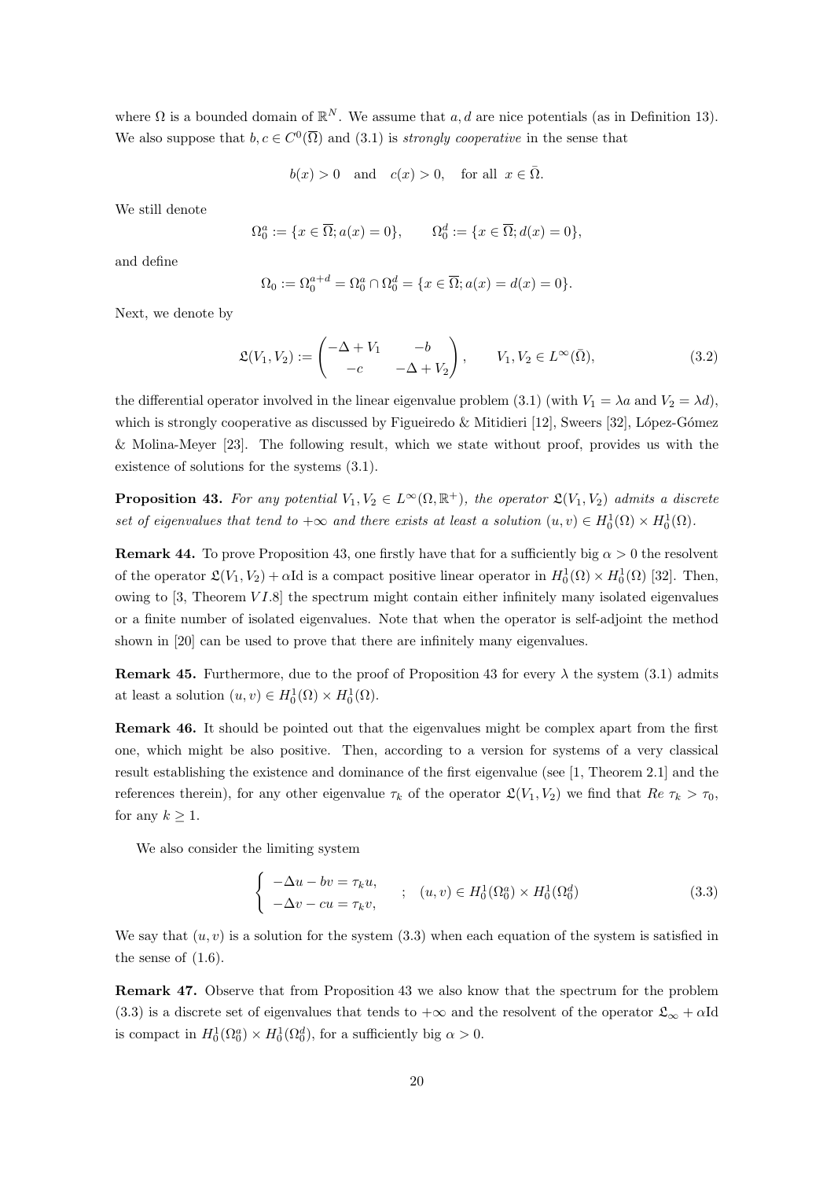where $\Omega$ is a bounded domain of $\mathbb{R}^N$. We assume that $a, d$ are nice potentials (as in Definition 13). We also suppose that $b, c \in C^0(\overline{\Omega})$ and (3.1) is *strongly cooperative* in the sense that

$$b(x) > 0 \quad \text{and} \quad c(x) > 0, \quad \text{for all } x \in \bar{\Omega}.$$

We still denote

$$\Omega_0^a := \{x \in \overline{\Omega}; a(x) = 0\}, \qquad \Omega_0^d := \{x \in \overline{\Omega}; d(x) = 0\},$$

and define

$$\Omega_0 := \Omega_0^{a+d} = \Omega_0^a \cap \Omega_0^d = \{x \in \overline{\Omega}; a(x) = d(x) = 0\}.$$

Next, we denote by

$$\mathfrak{L}(V_1, V_2) := \begin{pmatrix} -\Delta + V_1 & -b \\ -c & -\Delta + V_2 \end{pmatrix}, \qquad V_1, V_2 \in L^\infty(\bar{\Omega}), \tag{3.2}$$

the differential operator involved in the linear eigenvalue problem (3.1) (with $V_1 = \lambda a$ and $V_2 = \lambda d$), which is strongly cooperative as discussed by Figueiredo & Mitidieri [12], Sweers [32], López-Gómez & Molina-Meyer [23]. The following result, which we state without proof, provides us with the existence of solutions for the systems (3.1).

**Proposition 43.** *For any potential $V_1, V_2 \in L^\infty(\Omega, \mathbb{R}^+)$, the operator $\mathfrak{L}(V_1, V_2)$ admits a discrete set of eigenvalues that tend to $+\infty$ and there exists at least a solution $(u, v) \in H_0^1(\Omega) \times H_0^1(\Omega)$.*

**Remark 44.** To prove Proposition 43, one firstly have that for a sufficiently big $\alpha > 0$ the resolvent of the operator $\mathfrak{L}(V_1, V_2) + \alpha \mathrm{Id}$ is a compact positive linear operator in $H_0^1(\Omega) \times H_0^1(\Omega)$ [32]. Then, owing to [3, Theorem $VI.8$] the spectrum might contain either infinitely many isolated eigenvalues or a finite number of isolated eigenvalues. Note that when the operator is self-adjoint the method shown in [20] can be used to prove that there are infinitely many eigenvalues.

**Remark 45.** Furthermore, due to the proof of Proposition 43 for every $\lambda$ the system (3.1) admits at least a solution $(u, v) \in H_0^1(\Omega) \times H_0^1(\Omega)$.

**Remark 46.** It should be pointed out that the eigenvalues might be complex apart from the first one, which might be also positive. Then, according to a version for systems of a very classical result establishing the existence and dominance of the first eigenvalue (see [1, Theorem 2.1] and the references therein), for any other eigenvalue $\tau_k$ of the operator $\mathfrak{L}(V_1, V_2)$ we find that $Re\ \tau_k > \tau_0$, for any $k \geq 1$.

We also consider the limiting system

$$\begin{cases} -\Delta u - bv = \tau_k u, \\ -\Delta v - cu = \tau_k v, \end{cases} \quad ; \quad (u, v) \in H_0^1(\Omega_0^a) \times H_0^1(\Omega_0^d) \tag{3.3}$$

We say that $(u, v)$ is a solution for the system (3.3) when each equation of the system is satisfied in the sense of (1.6).

**Remark 47.** Observe that from Proposition 43 we also know that the spectrum for the problem (3.3) is a discrete set of eigenvalues that tends to $+\infty$ and the resolvent of the operator $\mathfrak{L}_\infty + \alpha \mathrm{Id}$ is compact in $H_0^1(\Omega_0^a) \times H_0^1(\Omega_0^d)$, for a sufficiently big $\alpha > 0$.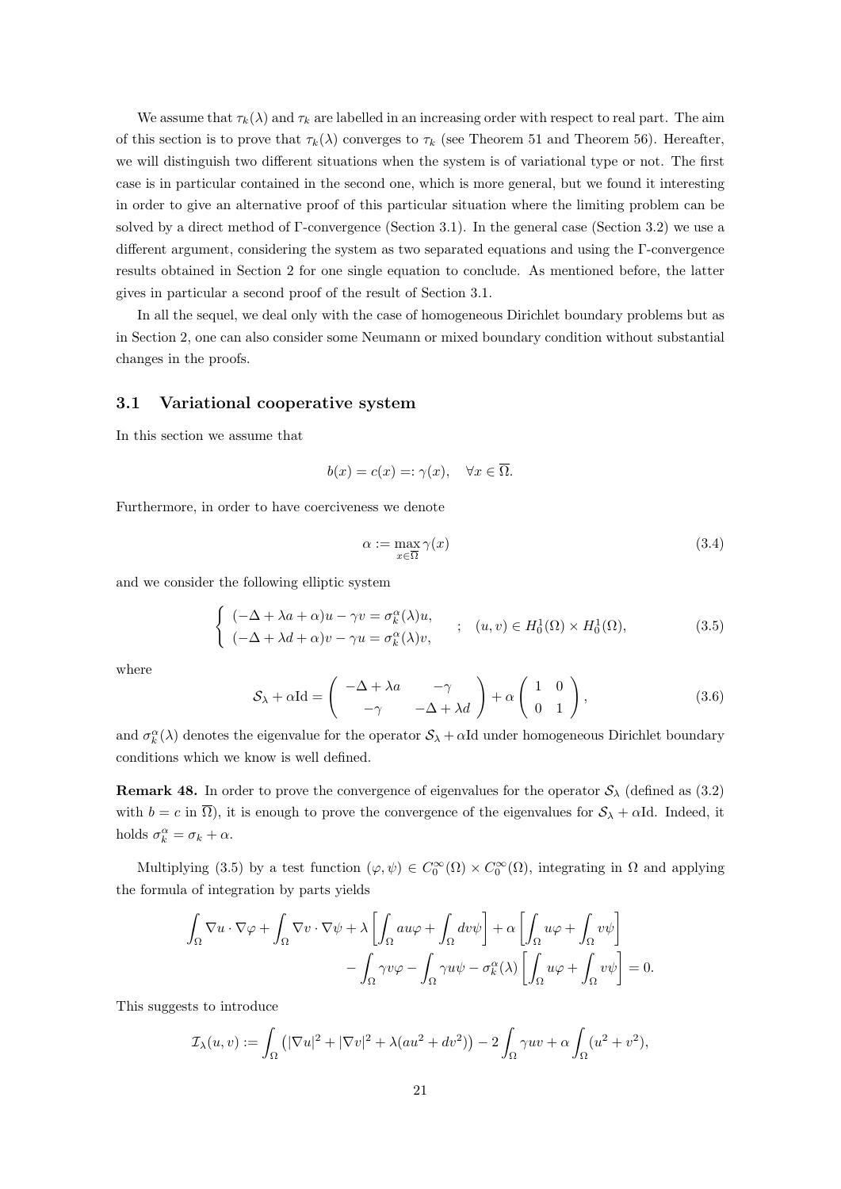We assume that $\tau_k(\lambda)$ and $\tau_k$ are labelled in an increasing order with respect to real part. The aim of this section is to prove that $\tau_k(\lambda)$ converges to $\tau_k$ (see Theorem 51 and Theorem 56). Hereafter, we will distinguish two different situations when the system is of variational type or not. The first case is in particular contained in the second one, which is more general, but we found it interesting in order to give an alternative proof of this particular situation where the limiting problem can be solved by a direct method of $\Gamma$-convergence (Section 3.1). In the general case (Section 3.2) we use a different argument, considering the system as two separated equations and using the $\Gamma$-convergence results obtained in Section 2 for one single equation to conclude. As mentioned before, the latter gives in particular a second proof of the result of Section 3.1.

In all the sequel, we deal only with the case of homogeneous Dirichlet boundary problems but as in Section 2, one can also consider some Neumann or mixed boundary condition without substantial changes in the proofs.

## 3.1 Variational cooperative system

In this section we assume that

$$b(x) = c(x) =: \gamma(x), \quad \forall x \in \overline{\Omega}.$$

Furthermore, in order to have coerciveness we denote

$$\alpha := \max_{x\in\overline{\Omega}} \gamma(x) \tag{3.4}$$

and we consider the following elliptic system

$$\left\{ \begin{array}{l} (-\Delta + \lambda a + \alpha)u - \gamma v = \sigma_k^\alpha(\lambda) u, \\ (-\Delta + \lambda d + \alpha)v - \gamma u = \sigma_k^\alpha(\lambda) v, \end{array} \right. \quad ; \quad (u,v) \in H_0^1(\Omega) \times H_0^1(\Omega), \tag{3.5}$$

where

$$\mathcal{S}_\lambda + \alpha \mathrm{Id} = \begin{pmatrix} -\Delta + \lambda a & -\gamma \\ -\gamma & -\Delta + \lambda d \end{pmatrix} + \alpha \begin{pmatrix} 1 & 0 \\ 0 & 1 \end{pmatrix}, \tag{3.6}$$

and $\sigma_k^\alpha(\lambda)$ denotes the eigenvalue for the operator $\mathcal{S}_\lambda + \alpha\mathrm{Id}$ under homogeneous Dirichlet boundary conditions which we know is well defined.

**Remark 48.** In order to prove the convergence of eigenvalues for the operator $\mathcal{S}_\lambda$ (defined as (3.2) with $b = c$ in $\overline{\Omega}$), it is enough to prove the convergence of the eigenvalues for $\mathcal{S}_\lambda + \alpha\mathrm{Id}$. Indeed, it holds $\sigma_k^\alpha = \sigma_k + \alpha$.

Multiplying (3.5) by a test function $(\varphi, \psi) \in C_0^\infty(\Omega) \times C_0^\infty(\Omega)$, integrating in $\Omega$ and applying the formula of integration by parts yields

$$\int_\Omega \nabla u \cdot \nabla \varphi + \int_\Omega \nabla v \cdot \nabla \psi + \lambda \left[ \int_\Omega a u \varphi + \int_\Omega d v \psi \right] + \alpha \left[ \int_\Omega u\varphi + \int_\Omega v\psi \right]$$
$$- \int_\Omega \gamma v \varphi - \int_\Omega \gamma u \psi - \sigma_k^\alpha(\lambda) \left[ \int_\Omega u\varphi + \int_\Omega v\psi \right] = 0.$$

This suggests to introduce

$$\mathcal{I}_\lambda(u,v) := \int_\Omega \left( |\nabla u|^2 + |\nabla v|^2 + \lambda(au^2 + dv^2) \right) - 2\int_\Omega \gamma uv + \alpha \int_\Omega (u^2 + v^2),$$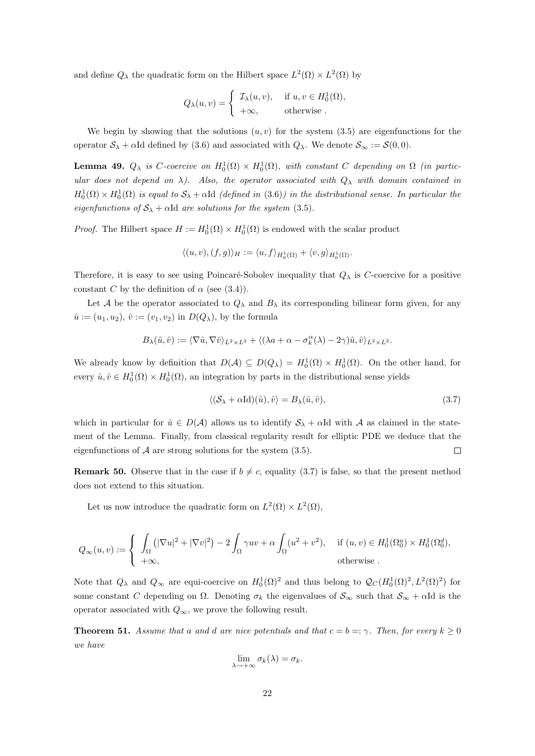and define $Q_\lambda$ the quadratic form on the Hilbert space $L^2(\Omega) \times L^2(\Omega)$ by

$$Q_\lambda(u,v) = \begin{cases} \mathcal{I}_\lambda(u,v), & \text{if } u, v \in H_0^1(\Omega), \\ +\infty, & \text{otherwise .} \end{cases}$$

We begin by showing that the solutions $(u,v)$ for the system (3.5) are eigenfunctions for the operator $\mathcal{S}_\lambda + \alpha \mathrm{Id}$ defined by (3.6) and associated with $Q_\lambda$. We denote $\mathcal{S}_\infty := \mathcal{S}(0,0)$.

**Lemma 49.** *$Q_\lambda$ is $C$-coercive on $H_0^1(\Omega) \times H_0^1(\Omega)$, with constant $C$ depending on $\Omega$ (in particular does not depend on $\lambda$). Also, the operator associated with $Q_\lambda$ with domain contained in $H_0^1(\Omega) \times H_0^1(\Omega)$ is equal to $\mathcal{S}_\lambda + \alpha \mathrm{Id}$ (defined in (3.6)) in the distributional sense. In particular the eigenfunctions of $\mathcal{S}_\lambda + \alpha \mathrm{Id}$ are solutions for the system (3.5).*

*Proof.* The Hilbert space $H := H_0^1(\Omega) \times H_0^1(\Omega)$ is endowed with the scalar product

$$\langle (u,v), (f,g) \rangle_H := \langle u, f \rangle_{H_0^1(\Omega)} + \langle v, g \rangle_{H_0^1(\Omega)}.$$

Therefore, it is easy to see using Poincaré-Sobolev inequality that $Q_\lambda$ is $C$-coercive for a positive constant $C$ by the definition of $\alpha$ (see (3.4)).

Let $\mathcal{A}$ be the operator associated to $Q_\lambda$ and $B_\lambda$ its corresponding bilinear form given, for any $\hat{u} := (u_1, u_2)$, $\hat{v} := (v_1, v_2)$ in $D(Q_\lambda)$, by the formula

$$B_\lambda(\hat{u}, \hat{v}) := \langle \nabla \hat{u}, \nabla \hat{v} \rangle_{L^2 \times L^2} + \langle (\lambda a + \alpha - \sigma_k^\alpha(\lambda) - 2\gamma)\hat{u}, \hat{v} \rangle_{L^2 \times L^2}.$$

We already know by definition that $D(\mathcal{A}) \subseteq D(Q_\lambda) = H_0^1(\Omega) \times H_0^1(\Omega)$. On the other hand, for every $\hat{u}, \hat{v} \in H_0^1(\Omega) \times H_0^1(\Omega)$, an integration by parts in the distributional sense yields

$$\langle (\mathcal{S}_\lambda + \alpha \mathrm{Id})(\hat{u}), \hat{v} \rangle = B_\lambda(\hat{u}, \hat{v}), \tag{3.7}$$

which in particular for $\hat{u} \in D(\mathcal{A})$ allows us to identify $\mathcal{S}_\lambda + \alpha \mathrm{Id}$ with $\mathcal{A}$ as claimed in the statement of the Lemma. Finally, from classical regularity result for elliptic PDE we deduce that the eigenfunctions of $\mathcal{A}$ are strong solutions for the system (3.5). $\square$

**Remark 50.** Observe that in the case if $b \neq c$, equality (3.7) is false, so that the present method does not extend to this situation.

Let us now introduce the quadratic form on $L^2(\Omega) \times L^2(\Omega)$,

$$Q_\infty(u,v) := \begin{cases} \displaystyle\int_\Omega \left( |\nabla u|^2 + |\nabla v|^2 \right) - 2\int_\Omega \gamma uv + \alpha \int_\Omega (u^2 + v^2), & \text{if } (u,v) \in H_0^1(\Omega_0^a) \times H_0^1(\Omega_0^d), \\ +\infty, & \text{otherwise .} \end{cases}$$

Note that $Q_\lambda$ and $Q_\infty$ are equi-coercive on $H_0^1(\Omega)^2$ and thus belong to $\mathcal{Q}_C(H_0^1(\Omega)^2, L^2(\Omega)^2)$ for some constant $C$ depending on $\Omega$. Denoting $\sigma_k$ the eigenvalues of $\mathcal{S}_\infty$ such that $\mathcal{S}_\infty + \alpha \mathrm{Id}$ is the operator associated with $Q_\infty$, we prove the following result.

**Theorem 51.** *Assume that $a$ and $d$ are nice potentials and that $c = b =: \gamma$. Then, for every $k \geq 0$ we have*

$$\lim_{\lambda \to +\infty} \sigma_k(\lambda) = \sigma_k.$$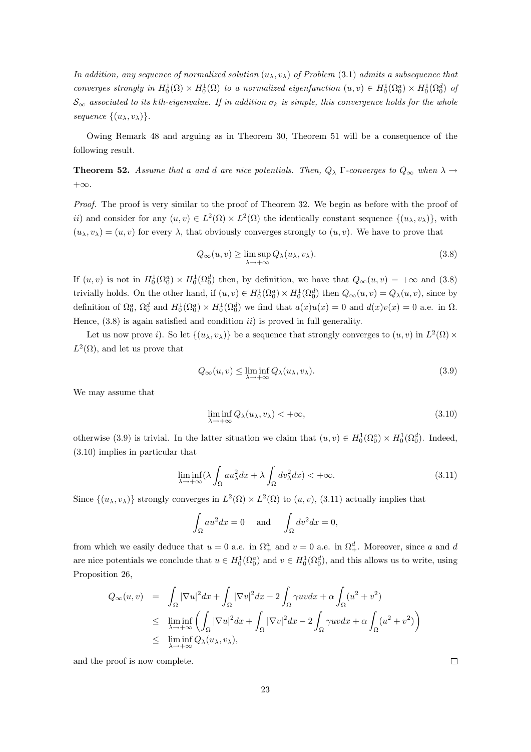*In addition, any sequence of normalized solution $(u_\lambda, v_\lambda)$ of Problem* (3.1) *admits a subsequence that converges strongly in $H_0^1(\Omega) \times H_0^1(\Omega)$ to a normalized eigenfunction $(u, v) \in H_0^1(\Omega_0^a) \times H_0^1(\Omega_0^d)$ of $\mathcal{S}_\infty$ associated to its kth-eigenvalue. If in addition $\sigma_k$ is simple, this convergence holds for the whole sequence $\{(u_\lambda, v_\lambda)\}$.*

Owing Remark 48 and arguing as in Theorem 30, Theorem 51 will be a consequence of the following result.

**Theorem 52.** *Assume that $a$ and $d$ are nice potentials. Then, $Q_\lambda$ $\Gamma$-converges to $Q_\infty$ when $\lambda \to +\infty$.*

*Proof.* The proof is very similar to the proof of Theorem 32. We begin as before with the proof of *ii)* and consider for any $(u, v) \in L^2(\Omega) \times L^2(\Omega)$ the identically constant sequence $\{(u_\lambda, v_\lambda)\}$, with $(u_\lambda, v_\lambda) = (u, v)$ for every $\lambda$, that obviously converges strongly to $(u, v)$. We have to prove that

$$Q_\infty(u, v) \geq \limsup_{\lambda \to +\infty} Q_\lambda(u_\lambda, v_\lambda). \tag{3.8}$$

If $(u, v)$ is not in $H_0^1(\Omega_0^a) \times H_0^1(\Omega_0^d)$ then, by definition, we have that $Q_\infty(u, v) = +\infty$ and (3.8) trivially holds. On the other hand, if $(u, v) \in H_0^1(\Omega_0^a) \times H_0^1(\Omega_0^d)$ then $Q_\infty(u, v) = Q_\lambda(u, v)$, since by definition of $\Omega_0^a$, $\Omega_0^d$ and $H_0^1(\Omega_0^a) \times H_0^1(\Omega_0^d)$ we find that $a(x)u(x) = 0$ and $d(x)v(x) = 0$ a.e. in $\Omega$. Hence, (3.8) is again satisfied and condition *ii)* is proved in full generality.

Let us now prove *i)*. So let $\{(u_\lambda, v_\lambda)\}$ be a sequence that strongly converges to $(u, v)$ in $L^2(\Omega) \times L^2(\Omega)$, and let us prove that

$$Q_\infty(u, v) \leq \liminf_{\lambda \to +\infty} Q_\lambda(u_\lambda, v_\lambda). \tag{3.9}$$

We may assume that

$$\liminf_{\lambda \to +\infty} Q_\lambda(u_\lambda, v_\lambda) < +\infty, \tag{3.10}$$

otherwise (3.9) is trivial. In the latter situation we claim that $(u, v) \in H_0^1(\Omega_0^a) \times H_0^1(\Omega_0^d)$. Indeed, (3.10) implies in particular that

$$\liminf_{\lambda \to +\infty} (\lambda \int_\Omega a u_\lambda^2 dx + \lambda \int_\Omega d v_\lambda^2 dx) < +\infty. \tag{3.11}$$

Since $\{(u_\lambda, v_\lambda)\}$ strongly converges in $L^2(\Omega) \times L^2(\Omega)$ to $(u, v)$, (3.11) actually implies that

$$\int_\Omega a u^2 dx = 0 \quad \text{and} \quad \int_\Omega d v^2 dx = 0,$$

from which we easily deduce that $u = 0$ a.e. in $\Omega_+^a$ and $v = 0$ a.e. in $\Omega_+^d$. Moreover, since $a$ and $d$ are nice potentials we conclude that $u \in H_0^1(\Omega_0^a)$ and $v \in H_0^1(\Omega_0^d)$, and this allows us to write, using Proposition 26,

$$\begin{aligned}
Q_\infty(u, v) &= \int_\Omega |\nabla u|^2 dx + \int_\Omega |\nabla v|^2 dx - 2\int_\Omega \gamma u v dx + \alpha \int_\Omega (u^2 + v^2) \\
&\leq \liminf_{\lambda \to +\infty} \left( \int_\Omega |\nabla u|^2 dx + \int_\Omega |\nabla v|^2 dx - 2\int_\Omega \gamma u v dx + \alpha \int_\Omega (u^2 + v^2) \right) \\
&\leq \liminf_{\lambda \to +\infty} Q_\lambda(u_\lambda, v_\lambda),
\end{aligned}$$

and the proof is now complete. $\square$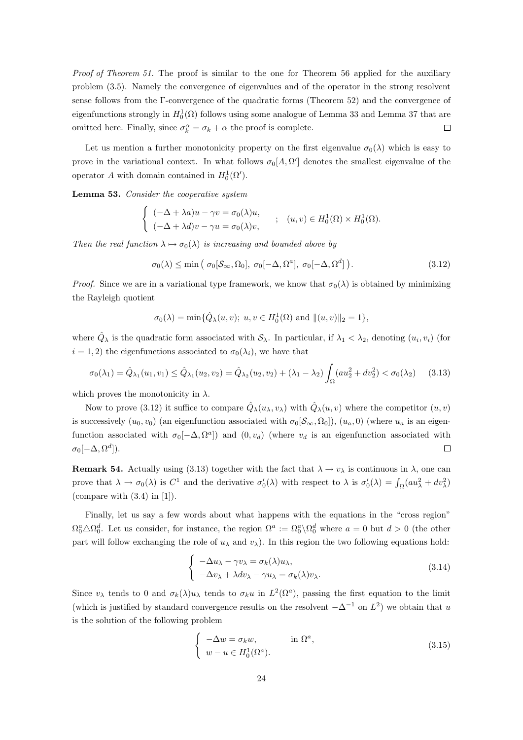*Proof of Theorem 51.* The proof is similar to the one for Theorem 56 applied for the auxiliary problem (3.5). Namely the convergence of eigenvalues and of the operator in the strong resolvent sense follows from the Γ-convergence of the quadratic forms (Theorem 52) and the convergence of eigenfunctions strongly in $H_0^1(\Omega)$ follows using some analogue of Lemma 33 and Lemma 37 that are omitted here. Finally, since $\sigma_k^\alpha = \sigma_k + \alpha$ the proof is complete. □

Let us mention a further monotonicity property on the first eigenvalue $\sigma_0(\lambda)$ which is easy to prove in the variational context. In what follows $\sigma_0[A, \Omega']$ denotes the smallest eigenvalue of the operator $A$ with domain contained in $H_0^1(\Omega')$.

**Lemma 53.** *Consider the cooperative system*

$$\begin{cases} (-\Delta + \lambda a)u - \gamma v = \sigma_0(\lambda)u, \\ (-\Delta + \lambda d)v - \gamma u = \sigma_0(\lambda)v, \end{cases} ; \quad (u, v) \in H_0^1(\Omega) \times H_0^1(\Omega).$$

*Then the real function $\lambda \mapsto \sigma_0(\lambda)$ is increasing and bounded above by*

$$\sigma_0(\lambda) \leq \min\big(\, \sigma_0[\mathcal{S}_\infty, \Omega_0],\ \sigma_0[-\Delta, \Omega^a],\ \sigma_0[-\Delta, \Omega^d]\,\big). \tag{3.12}$$

*Proof.* Since we are in a variational type framework, we know that $\sigma_0(\lambda)$ is obtained by minimizing the Rayleigh quotient

$$\sigma_0(\lambda) = \min\{\hat{Q}_\lambda(u, v);\ u, v \in H_0^1(\Omega) \text{ and } \|(u, v)\|_2 = 1\},$$

where $\hat{Q}_\lambda$ is the quadratic form associated with $\mathcal{S}_\lambda$. In particular, if $\lambda_1 < \lambda_2$, denoting $(u_i, v_i)$ (for $i = 1, 2$) the eigenfunctions associated to $\sigma_0(\lambda_i)$, we have that

$$\sigma_0(\lambda_1) = \hat{Q}_{\lambda_1}(u_1, v_1) \leq \hat{Q}_{\lambda_1}(u_2, v_2) = \hat{Q}_{\lambda_2}(u_2, v_2) + (\lambda_1 - \lambda_2) \int_\Omega (a u_2^2 + d v_2^2) < \sigma_0(\lambda_2) \tag{3.13}$$

which proves the monotonicity in $\lambda$.

Now to prove (3.12) it suffice to compare $\hat{Q}_\lambda(u_\lambda, v_\lambda)$ with $\hat{Q}_\lambda(u, v)$ where the competitor $(u, v)$ is successively $(u_0, v_0)$ (an eigenfunction associated with $\sigma_0[\mathcal{S}_\infty, \Omega_0]$), $(u_a, 0)$ (where $u_a$ is an eigenfunction associated with $\sigma_0[-\Delta, \Omega^a]$) and $(0, v_d)$ (where $v_d$ is an eigenfunction associated with $\sigma_0[-\Delta, \Omega^d]$). □

**Remark 54.** Actually using (3.13) together with the fact that $\lambda \to v_\lambda$ is continuous in $\lambda$, one can prove that $\lambda \to \sigma_0(\lambda)$ is $C^1$ and the derivative $\sigma_0'(\lambda)$ with respect to $\lambda$ is $\sigma_0'(\lambda) = \int_\Omega (a u_\lambda^2 + d v_\lambda^2)$ (compare with (3.4) in [1]).

Finally, let us say a few words about what happens with the equations in the "cross region" $\Omega_0^a \triangle \Omega_0^d$. Let us consider, for instance, the region $\Omega^a := \Omega_0^a \setminus \Omega_0^d$ where $a = 0$ but $d > 0$ (the other part will follow exchanging the role of $u_\lambda$ and $v_\lambda$). In this region the two following equations hold:

$$\begin{cases} -\Delta u_\lambda - \gamma v_\lambda = \sigma_k(\lambda) u_\lambda, \\ -\Delta v_\lambda + \lambda d v_\lambda - \gamma u_\lambda = \sigma_k(\lambda) v_\lambda. \end{cases} \tag{3.14}$$

Since $v_\lambda$ tends to 0 and $\sigma_k(\lambda) u_\lambda$ tends to $\sigma_k u$ in $L^2(\Omega^a)$, passing the first equation to the limit (which is justified by standard convergence results on the resolvent $-\Delta^{-1}$ on $L^2$) we obtain that $u$ is the solution of the following problem

$$\begin{cases} -\Delta w = \sigma_k w, & \text{in } \Omega^a, \\ w - u \in H_0^1(\Omega^a). \end{cases} \tag{3.15}$$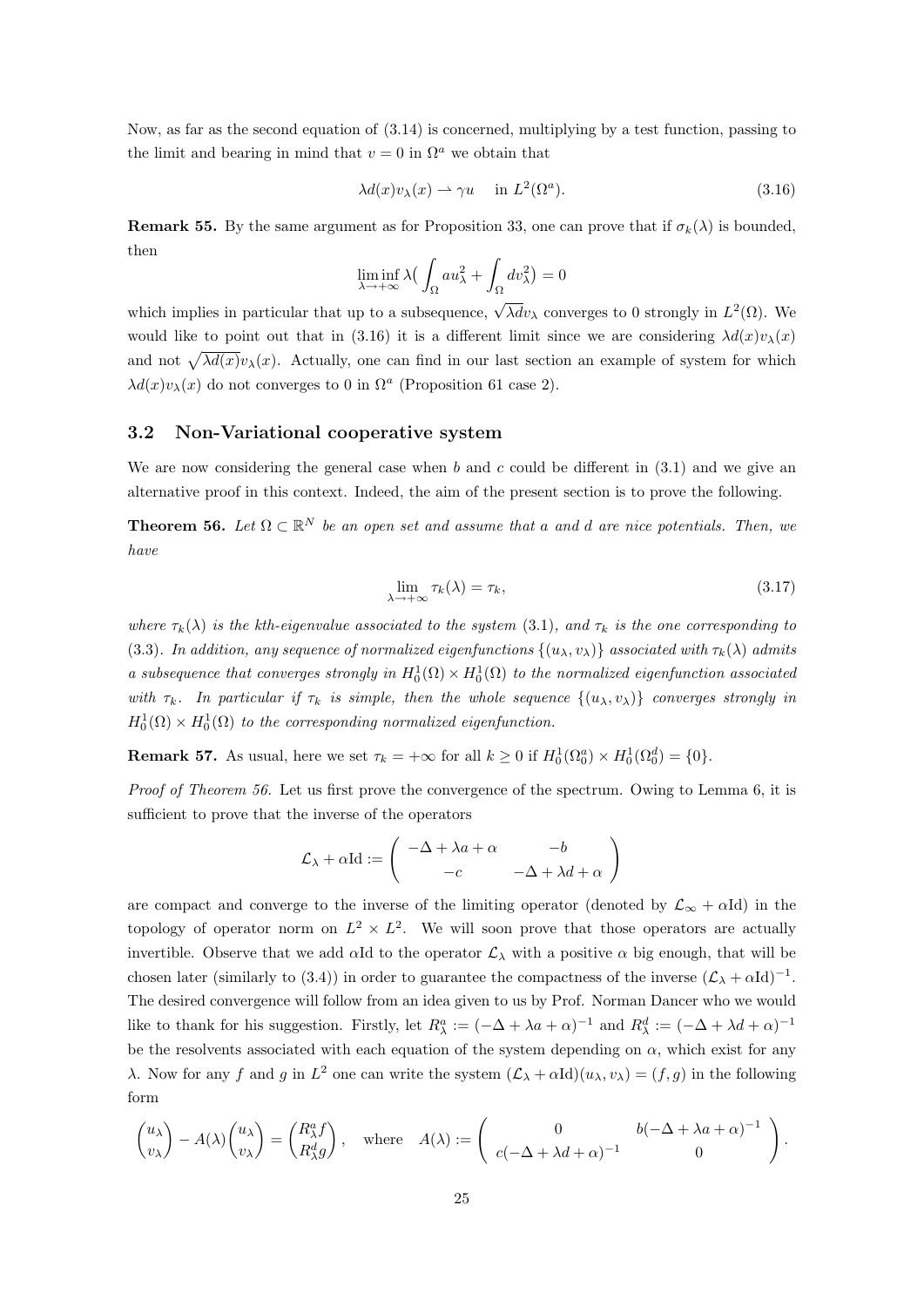Now, as far as the second equation of (3.14) is concerned, multiplying by a test function, passing to the limit and bearing in mind that $v = 0$ in $\Omega^a$ we obtain that

$$\lambda d(x) v_\lambda(x) \rightharpoonup \gamma u \quad \text{in } L^2(\Omega^a). \tag{3.16}$$

**Remark 55.** By the same argument as for Proposition 33, one can prove that if $\sigma_k(\lambda)$ is bounded, then

$$\liminf_{\lambda \to +\infty} \lambda \Big( \int_\Omega a u_\lambda^2 + \int_\Omega d v_\lambda^2 \Big) = 0$$

which implies in particular that up to a subsequence, $\sqrt{\lambda d} v_\lambda$ converges to 0 strongly in $L^2(\Omega)$. We would like to point out that in (3.16) it is a different limit since we are considering $\lambda d(x) v_\lambda(x)$ and not $\sqrt{\lambda d(x)} v_\lambda(x)$. Actually, one can find in our last section an example of system for which $\lambda d(x) v_\lambda(x)$ do not converges to 0 in $\Omega^a$ (Proposition 61 case 2).

## 3.2 Non-Variational cooperative system

We are now considering the general case when $b$ and $c$ could be different in (3.1) and we give an alternative proof in this context. Indeed, the aim of the present section is to prove the following.

**Theorem 56.** *Let $\Omega \subset \mathbb{R}^N$ be an open set and assume that $a$ and $d$ are nice potentials. Then, we have*

$$\lim_{\lambda \to +\infty} \tau_k(\lambda) = \tau_k, \tag{3.17}$$

*where $\tau_k(\lambda)$ is the kth-eigenvalue associated to the system (3.1), and $\tau_k$ is the one corresponding to (3.3). In addition, any sequence of normalized eigenfunctions $\{(u_\lambda, v_\lambda)\}$ associated with $\tau_k(\lambda)$ admits a subsequence that converges strongly in $H_0^1(\Omega) \times H_0^1(\Omega)$ to the normalized eigenfunction associated with $\tau_k$. In particular if $\tau_k$ is simple, then the whole sequence $\{(u_\lambda, v_\lambda)\}$ converges strongly in $H_0^1(\Omega) \times H_0^1(\Omega)$ to the corresponding normalized eigenfunction.*

**Remark 57.** As usual, here we set $\tau_k = +\infty$ for all $k \geq 0$ if $H_0^1(\Omega_0^a) \times H_0^1(\Omega_0^d) = \{0\}$.

*Proof of Theorem 56.* Let us first prove the convergence of the spectrum. Owing to Lemma 6, it is sufficient to prove that the inverse of the operators

$$\mathcal{L}_\lambda + \alpha \mathrm{Id} := \begin{pmatrix} -\Delta + \lambda a + \alpha & -b \\ -c & -\Delta + \lambda d + \alpha \end{pmatrix}$$

are compact and converge to the inverse of the limiting operator (denoted by $\mathcal{L}_\infty + \alpha \mathrm{Id}$) in the topology of operator norm on $L^2 \times L^2$. We will soon prove that those operators are actually invertible. Observe that we add $\alpha \mathrm{Id}$ to the operator $\mathcal{L}_\lambda$ with a positive $\alpha$ big enough, that will be chosen later (similarly to (3.4)) in order to guarantee the compactness of the inverse $(\mathcal{L}_\lambda + \alpha \mathrm{Id})^{-1}$. The desired convergence will follow from an idea given to us by Prof. Norman Dancer who we would like to thank for his suggestion. Firstly, let $R_\lambda^a := (-\Delta + \lambda a + \alpha)^{-1}$ and $R_\lambda^d := (-\Delta + \lambda d + \alpha)^{-1}$ be the resolvents associated with each equation of the system depending on $\alpha$, which exist for any $\lambda$. Now for any $f$ and $g$ in $L^2$ one can write the system $(\mathcal{L}_\lambda + \alpha \mathrm{Id})(u_\lambda, v_\lambda) = (f, g)$ in the following form

$$\begin{pmatrix} u_\lambda \\ v_\lambda \end{pmatrix} - A(\lambda) \begin{pmatrix} u_\lambda \\ v_\lambda \end{pmatrix} = \begin{pmatrix} R_\lambda^a f \\ R_\lambda^d g \end{pmatrix}, \quad \text{where} \quad A(\lambda) := \begin{pmatrix} 0 & b(-\Delta + \lambda a + \alpha)^{-1} \\ c(-\Delta + \lambda d + \alpha)^{-1} & 0 \end{pmatrix}.$$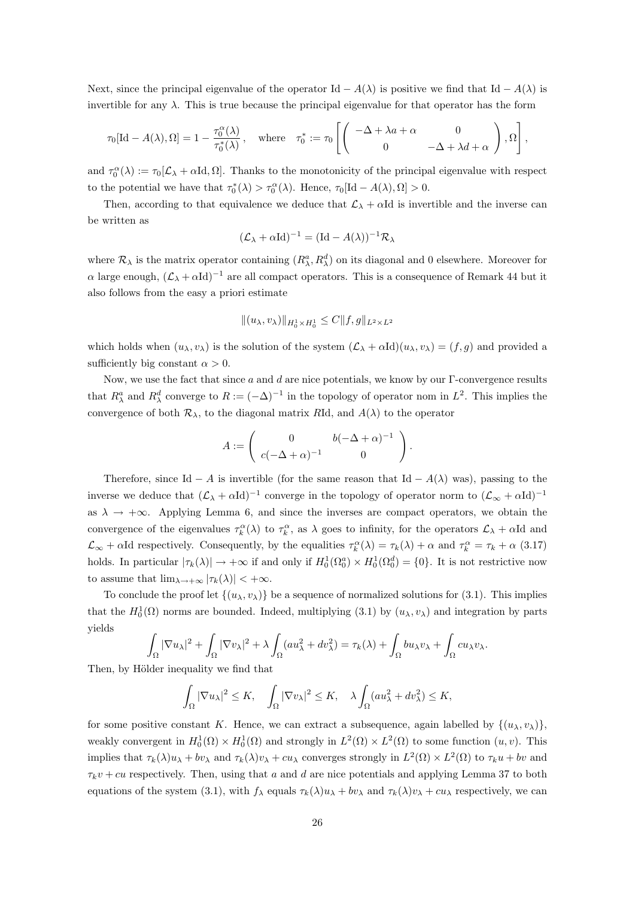Next, since the principal eigenvalue of the operator $\mathrm{Id} - A(\lambda)$ is positive we find that $\mathrm{Id} - A(\lambda)$ is invertible for any $\lambda$. This is true because the principal eigenvalue for that operator has the form

$$\tau_0[\mathrm{Id} - A(\lambda), \Omega] = 1 - \frac{\tau_0^\alpha(\lambda)}{\tau_0^*(\lambda)}, \quad \text{where} \quad \tau_0^* := \tau_0 \left[ \begin{pmatrix} -\Delta + \lambda a + \alpha & 0 \\ 0 & -\Delta + \lambda d + \alpha \end{pmatrix}, \Omega \right],$$

and $\tau_0^\alpha(\lambda) := \tau_0[\mathcal{L}_\lambda + \alpha \mathrm{Id}, \Omega]$. Thanks to the monotonicity of the principal eigenvalue with respect to the potential we have that $\tau_0^*(\lambda) > \tau_0^\alpha(\lambda)$. Hence, $\tau_0[\mathrm{Id} - A(\lambda), \Omega] > 0$.

Then, according to that equivalence we deduce that $\mathcal{L}_\lambda + \alpha \mathrm{Id}$ is invertible and the inverse can be written as

$$(\mathcal{L}_\lambda + \alpha \mathrm{Id})^{-1} = (\mathrm{Id} - A(\lambda))^{-1} \mathcal{R}_\lambda$$

where $\mathcal{R}_\lambda$ is the matrix operator containing $(R_\lambda^a, R_\lambda^d)$ on its diagonal and 0 elsewhere. Moreover for $\alpha$ large enough, $(\mathcal{L}_\lambda + \alpha \mathrm{Id})^{-1}$ are all compact operators. This is a consequence of Remark 44 but it also follows from the easy a priori estimate

$$\|(u_\lambda, v_\lambda)\|_{H_0^1 \times H_0^1} \le C \|f, g\|_{L^2 \times L^2}$$

which holds when $(u_\lambda, v_\lambda)$ is the solution of the system $(\mathcal{L}_\lambda + \alpha \mathrm{Id})(u_\lambda, v_\lambda) = (f, g)$ and provided a sufficiently big constant $\alpha > 0$.

Now, we use the fact that since $a$ and $d$ are nice potentials, we know by our $\Gamma$-convergence results that $R_\lambda^a$ and $R_\lambda^d$ converge to $R := (-\Delta)^{-1}$ in the topology of operator nom in $L^2$. This implies the convergence of both $\mathcal{R}_\lambda$, to the diagonal matrix $R\mathrm{Id}$, and $A(\lambda)$ to the operator

$$A := \begin{pmatrix} 0 & b(-\Delta + \alpha)^{-1} \\ c(-\Delta + \alpha)^{-1} & 0 \end{pmatrix}.$$

Therefore, since $\mathrm{Id} - A$ is invertible (for the same reason that $\mathrm{Id} - A(\lambda)$ was), passing to the inverse we deduce that $(\mathcal{L}_\lambda + \alpha \mathrm{Id})^{-1}$ converge in the topology of operator norm to $(\mathcal{L}_\infty + \alpha \mathrm{Id})^{-1}$ as $\lambda \to +\infty$. Applying Lemma 6, and since the inverses are compact operators, we obtain the convergence of the eigenvalues $\tau_k^\alpha(\lambda)$ to $\tau_k^\alpha$, as $\lambda$ goes to infinity, for the operators $\mathcal{L}_\lambda + \alpha \mathrm{Id}$ and $\mathcal{L}_\infty + \alpha \mathrm{Id}$ respectively. Consequently, by the equalities $\tau_k^\alpha(\lambda) = \tau_k(\lambda) + \alpha$ and $\tau_k^\alpha = \tau_k + \alpha$ (3.17) holds. In particular $|\tau_k(\lambda)| \to +\infty$ if and only if $H_0^1(\Omega_0^a) \times H_0^1(\Omega_0^d) = \{0\}$. It is not restrictive now to assume that $\lim_{\lambda \to +\infty} |\tau_k(\lambda)| < +\infty$.

To conclude the proof let $\{(u_\lambda, v_\lambda)\}$ be a sequence of normalized solutions for (3.1). This implies that the $H_0^1(\Omega)$ norms are bounded. Indeed, multiplying (3.1) by $(u_\lambda, v_\lambda)$ and integration by parts yields

$$\int_\Omega |\nabla u_\lambda|^2 + \int_\Omega |\nabla v_\lambda|^2 + \lambda \int_\Omega (a u_\lambda^2 + d v_\lambda^2) = \tau_k(\lambda) + \int_\Omega b u_\lambda v_\lambda + \int_\Omega c u_\lambda v_\lambda.$$

Then, by Hölder inequality we find that

$$\int_\Omega |\nabla u_\lambda|^2 \le K, \quad \int_\Omega |\nabla v_\lambda|^2 \le K, \quad \lambda \int_\Omega (a u_\lambda^2 + d v_\lambda^2) \le K,$$

for some positive constant $K$. Hence, we can extract a subsequence, again labelled by $\{(u_\lambda, v_\lambda)\}$, weakly convergent in $H_0^1(\Omega) \times H_0^1(\Omega)$ and strongly in $L^2(\Omega) \times L^2(\Omega)$ to some function $(u, v)$. This implies that $\tau_k(\lambda) u_\lambda + b v_\lambda$ and $\tau_k(\lambda) v_\lambda + c u_\lambda$ converges strongly in $L^2(\Omega) \times L^2(\Omega)$ to $\tau_k u + bv$ and $\tau_k v + cu$ respectively. Then, using that $a$ and $d$ are nice potentials and applying Lemma 37 to both equations of the system (3.1), with $f_\lambda$ equals $\tau_k(\lambda) u_\lambda + b v_\lambda$ and $\tau_k(\lambda) v_\lambda + c u_\lambda$ respectively, we can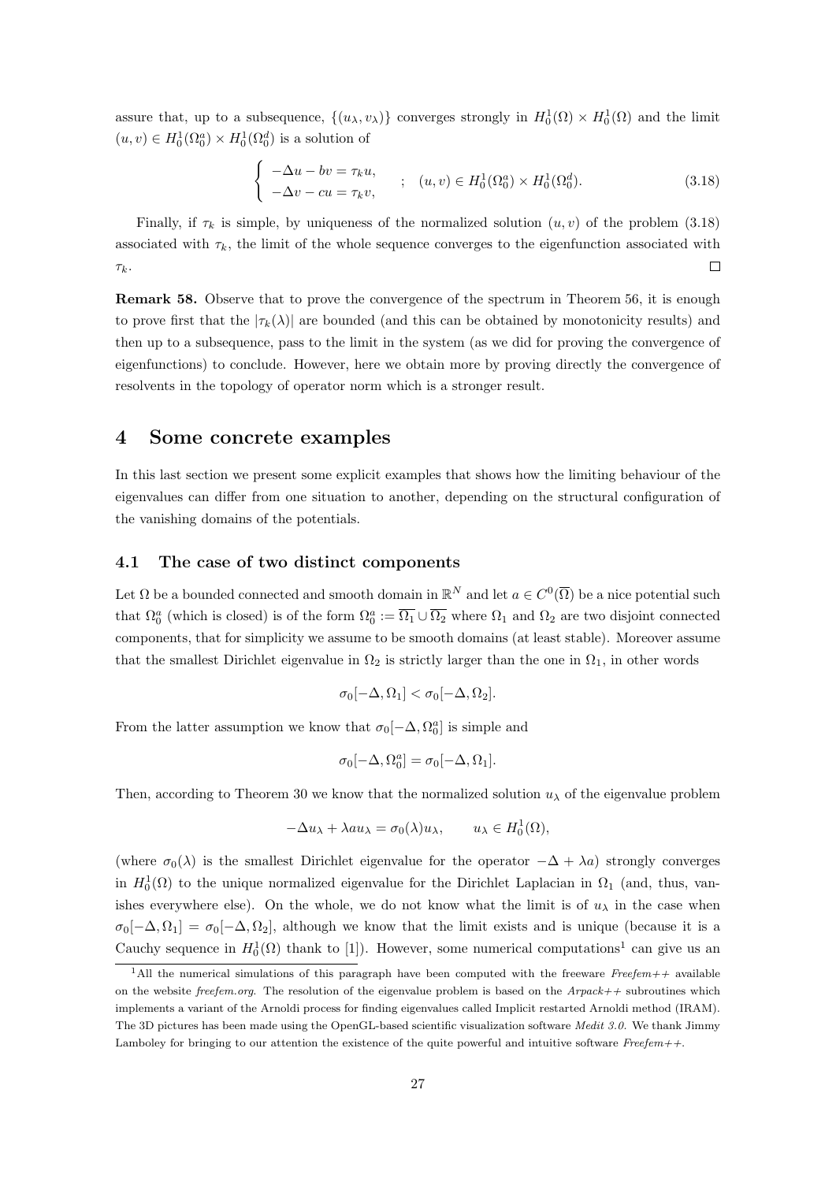assure that, up to a subsequence, $\{(u_\lambda, v_\lambda)\}$ converges strongly in $H_0^1(\Omega) \times H_0^1(\Omega)$ and the limit $(u, v) \in H_0^1(\Omega_0^a) \times H_0^1(\Omega_0^d)$ is a solution of

$$\begin{cases} -\Delta u - bv = \tau_k u, \\ -\Delta v - cu = \tau_k v, \end{cases} \quad ; \quad (u, v) \in H_0^1(\Omega_0^a) \times H_0^1(\Omega_0^d). \tag{3.18}$$

Finally, if $\tau_k$ is simple, by uniqueness of the normalized solution $(u, v)$ of the problem (3.18) associated with $\tau_k$, the limit of the whole sequence converges to the eigenfunction associated with $\tau_k$. $\square$

**Remark 58.** Observe that to prove the convergence of the spectrum in Theorem 56, it is enough to prove first that the $|\tau_k(\lambda)|$ are bounded (and this can be obtained by monotonicity results) and then up to a subsequence, pass to the limit in the system (as we did for proving the convergence of eigenfunctions) to conclude. However, here we obtain more by proving directly the convergence of resolvents in the topology of operator norm which is a stronger result.

# 4 Some concrete examples

In this last section we present some explicit examples that shows how the limiting behaviour of the eigenvalues can differ from one situation to another, depending on the structural configuration of the vanishing domains of the potentials.

## 4.1 The case of two distinct components

Let $\Omega$ be a bounded connected and smooth domain in $\mathbb{R}^N$ and let $a \in C^0(\overline{\Omega})$ be a nice potential such that $\Omega_0^a$ (which is closed) is of the form $\Omega_0^a := \overline{\Omega_1} \cup \overline{\Omega_2}$ where $\Omega_1$ and $\Omega_2$ are two disjoint connected components, that for simplicity we assume to be smooth domains (at least stable). Moreover assume that the smallest Dirichlet eigenvalue in $\Omega_2$ is strictly larger than the one in $\Omega_1$, in other words

$$\sigma_0[-\Delta, \Omega_1] < \sigma_0[-\Delta, \Omega_2].$$

From the latter assumption we know that $\sigma_0[-\Delta, \Omega_0^a]$ is simple and

$$\sigma_0[-\Delta, \Omega_0^a] = \sigma_0[-\Delta, \Omega_1].$$

Then, according to Theorem 30 we know that the normalized solution $u_\lambda$ of the eigenvalue problem

$$-\Delta u_\lambda + \lambda a u_\lambda = \sigma_0(\lambda) u_\lambda, \qquad u_\lambda \in H_0^1(\Omega),$$

(where $\sigma_0(\lambda)$ is the smallest Dirichlet eigenvalue for the operator $-\Delta + \lambda a$) strongly converges in $H_0^1(\Omega)$ to the unique normalized eigenvalue for the Dirichlet Laplacian in $\Omega_1$ (and, thus, vanishes everywhere else). On the whole, we do not know what the limit is of $u_\lambda$ in the case when $\sigma_0[-\Delta, \Omega_1] = \sigma_0[-\Delta, \Omega_2]$, although we know that the limit exists and is unique (because it is a Cauchy sequence in $H_0^1(\Omega)$ thank to [1]). However, some numerical computations[1] can give us an

[1] All the numerical simulations of this paragraph have been computed with the freeware *Freefem++* available on the website *freefem.org*. The resolution of the eigenvalue problem is based on the *Arpack++* subroutines which implements a variant of the Arnoldi process for finding eigenvalues called Implicit restarted Arnoldi method (IRAM). The 3D pictures has been made using the OpenGL-based scientific visualization software *Medit 3.0*. We thank Jimmy Lamboley for bringing to our attention the existence of the quite powerful and intuitive software *Freefem++*.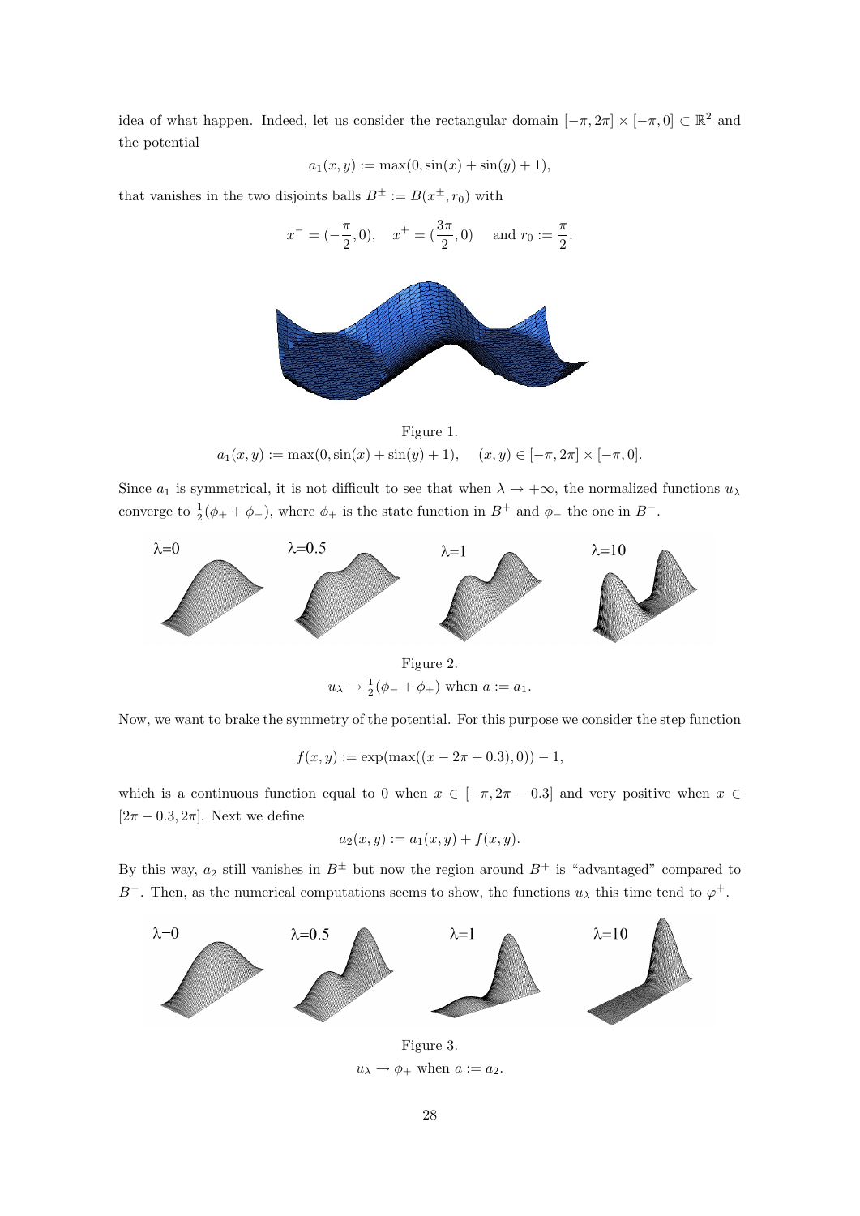idea of what happen. Indeed, let us consider the rectangular domain $[-\pi, 2\pi] \times [-\pi, 0] \subset \mathbb{R}^2$ and the potential

$$a_1(x,y) := \max(0, \sin(x) + \sin(y) + 1),$$

that vanishes in the two disjoints balls $B^{\pm} := B(x^{\pm}, r_0)$ with

$$x^- = (-\frac{\pi}{2}, 0), \quad x^+ = (\frac{3\pi}{2}, 0) \quad \text{ and } r_0 := \frac{\pi}{2}.$$

Figure 1.
$a_1(x,y) := \max(0, \sin(x) + \sin(y) + 1), \quad (x,y) \in [-\pi, 2\pi] \times [-\pi, 0].$

Since $a_1$ is symmetrical, it is not difficult to see that when $\lambda \to +\infty$, the normalized functions $u_\lambda$ converge to $\frac{1}{2}(\phi_+ + \phi_-)$, where $\phi_+$ is the state function in $B^+$ and $\phi_-$ the one in $B^-$.

Figure 2.
$u_\lambda \to \frac{1}{2}(\phi_- + \phi_+)$ when $a := a_1$.

Now, we want to brake the symmetry of the potential. For this purpose we consider the step function

$$f(x,y) := \exp(\max((x - 2\pi + 0.3), 0)) - 1,$$

which is a continuous function equal to 0 when $x \in [-\pi, 2\pi - 0.3]$ and very positive when $x \in [2\pi - 0.3, 2\pi]$. Next we define

$$a_2(x,y) := a_1(x,y) + f(x,y).$$

By this way, $a_2$ still vanishes in $B^{\pm}$ but now the region around $B^+$ is "advantaged" compared to $B^-$. Then, as the numerical computations seems to show, the functions $u_\lambda$ this time tend to $\varphi^+$.

Figure 3.
$u_\lambda \to \phi_+$ when $a := a_2$.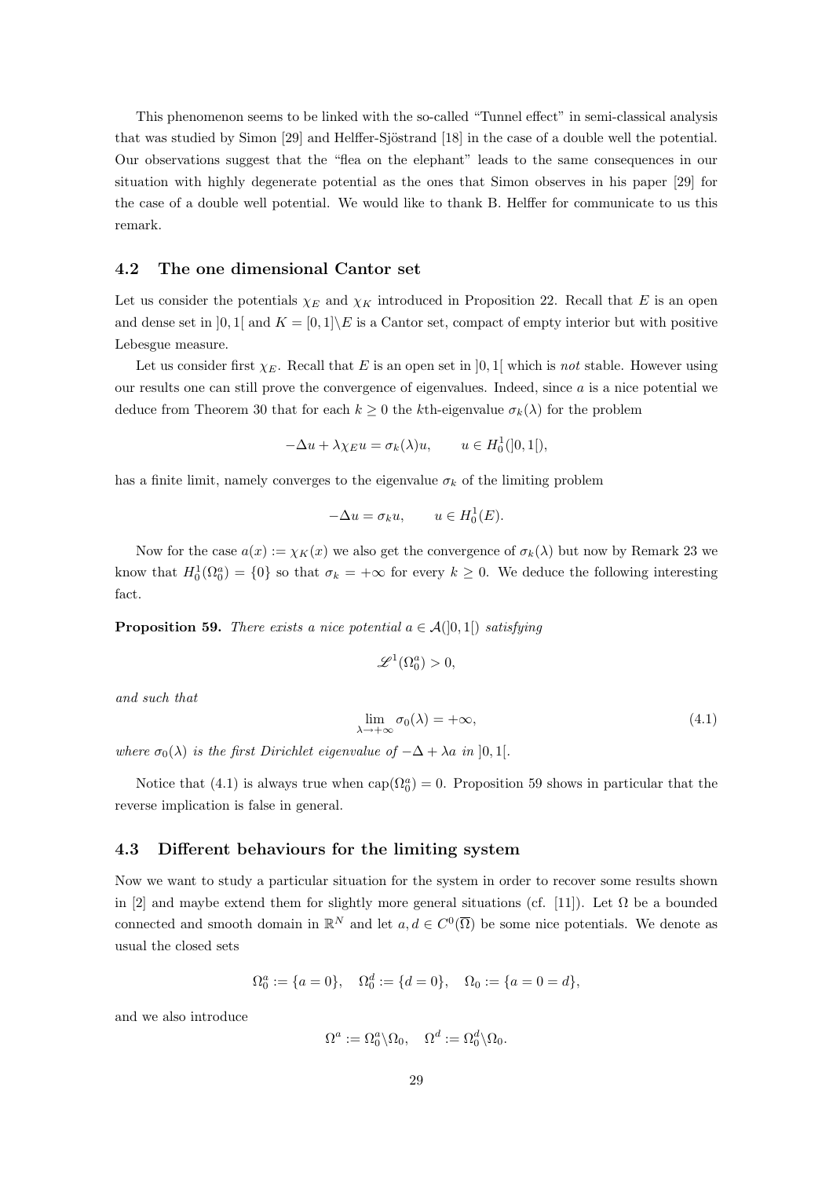This phenomenon seems to be linked with the so-called "Tunnel effect" in semi-classical analysis that was studied by Simon [29] and Helffer-Sjöstrand [18] in the case of a double well the potential. Our observations suggest that the "flea on the elephant" leads to the same consequences in our situation with highly degenerate potential as the ones that Simon observes in his paper [29] for the case of a double well potential. We would like to thank B. Helffer for communicate to us this remark.

## 4.2 The one dimensional Cantor set

Let us consider the potentials $\chi_E$ and $\chi_K$ introduced in Proposition 22. Recall that $E$ is an open and dense set in $]0,1[$ and $K = [0,1]\backslash E$ is a Cantor set, compact of empty interior but with positive Lebesgue measure.

Let us consider first $\chi_E$. Recall that $E$ is an open set in $]0,1[$ which is *not* stable. However using our results one can still prove the convergence of eigenvalues. Indeed, since $a$ is a nice potential we deduce from Theorem 30 that for each $k \geq 0$ the $k$th-eigenvalue $\sigma_k(\lambda)$ for the problem

$$-\Delta u + \lambda \chi_E u = \sigma_k(\lambda) u, \qquad u \in H_0^1(]0,1[),$$

has a finite limit, namely converges to the eigenvalue $\sigma_k$ of the limiting problem

$$-\Delta u = \sigma_k u, \qquad u \in H_0^1(E).$$

Now for the case $a(x) := \chi_K(x)$ we also get the convergence of $\sigma_k(\lambda)$ but now by Remark 23 we know that $H_0^1(\Omega_0^a) = \{0\}$ so that $\sigma_k = +\infty$ for every $k \geq 0$. We deduce the following interesting fact.

**Proposition 59.** *There exists a nice potential $a \in \mathcal{A}(]0,1[)$ satisfying*

$$\mathscr{L}^1(\Omega_0^a) > 0,$$

*and such that*

$$\lim_{\lambda \to +\infty} \sigma_0(\lambda) = +\infty, \tag{4.1}$$

*where $\sigma_0(\lambda)$ is the first Dirichlet eigenvalue of $-\Delta + \lambda a$ in $]0,1[$.*

Notice that (4.1) is always true when $\text{cap}(\Omega_0^a) = 0$. Proposition 59 shows in particular that the reverse implication is false in general.

## 4.3 Different behaviours for the limiting system

Now we want to study a particular situation for the system in order to recover some results shown in [2] and maybe extend them for slightly more general situations (cf. [11]). Let $\Omega$ be a bounded connected and smooth domain in $\mathbb{R}^N$ and let $a, d \in C^0(\overline{\Omega})$ be some nice potentials. We denote as usual the closed sets

$$\Omega_0^a := \{a = 0\}, \quad \Omega_0^d := \{d = 0\}, \quad \Omega_0 := \{a = 0 = d\},$$

and we also introduce

$$\Omega^a := \Omega_0^a \backslash \Omega_0, \quad \Omega^d := \Omega_0^d \backslash \Omega_0.$$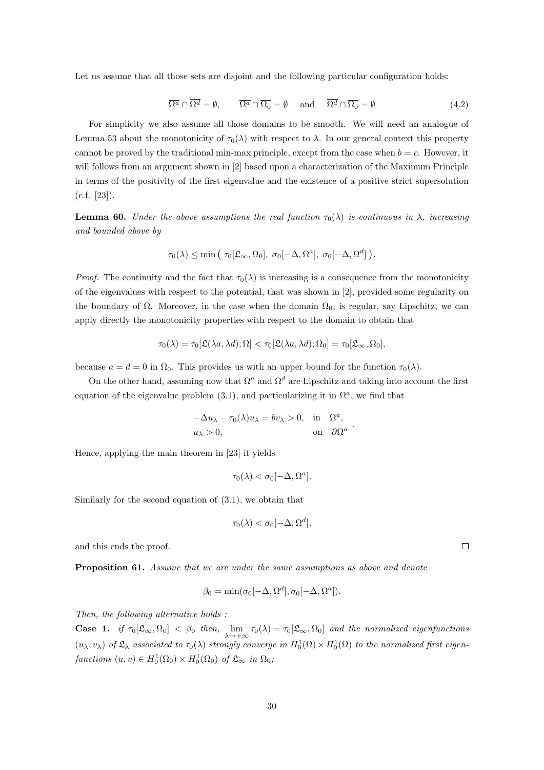Let us assume that all those sets are disjoint and the following particular configuration holds:

$$\overline{\Omega^a} \cap \overline{\Omega^d} = \emptyset, \qquad \overline{\Omega^a} \cap \overline{\Omega_0} = \emptyset \quad \text{and} \quad \overline{\Omega^d} \cap \overline{\Omega_0} = \emptyset \tag{4.2}$$

For simplicity we also assume all those domains to be smooth. We will need an analogue of Lemma 53 about the monotonicity of $\tau_0(\lambda)$ with respect to $\lambda$. In our general context this property cannot be proved by the traditional min-max principle, except from the case when $b = c$. However, it will follows from an argument shown in [2] based upon a characterization of the Maximum Principle in terms of the positivity of the first eigenvalue and the existence of a positive strict supersolution (c.f. [23]).

**Lemma 60.** *Under the above assumptions the real function $\tau_0(\lambda)$ is continuous in $\lambda$, increasing and bounded above by*

$$\tau_0(\lambda) \leq \min\left( \tau_0[\mathfrak{L}_\infty, \Omega_0],\ \sigma_0[-\Delta, \Omega^a],\ \sigma_0[-\Delta, \Omega^d] \right).$$

*Proof.* The continuity and the fact that $\tau_0(\lambda)$ is increasing is a consequence from the monotonicity of the eigenvalues with respect to the potential, that was shown in [2], provided some regularity on the boundary of $\Omega$. Moreover, in the case when the domain $\Omega_0$, is regular, say Lipschitz, we can apply directly the monotonicity properties with respect to the domain to obtain that

$$\tau_0(\lambda) = \tau_0[\mathfrak{L}(\lambda a, \lambda d); \Omega] < \tau_0[\mathfrak{L}(\lambda a, \lambda d); \Omega_0] = \tau_0[\mathfrak{L}_\infty, \Omega_0],$$

because $a = d = 0$ in $\Omega_0$. This provides us with an upper bound for the function $\tau_0(\lambda)$.

On the other hand, assuming now that $\Omega^a$ and $\Omega^d$ are Lipschitz and taking into account the first equation of the eigenvalue problem (3.1), and particularizing it in $\Omega^a$, we find that

$$\begin{array}{ll} -\Delta u_\lambda - \tau_0(\lambda) u_\lambda = b v_\lambda > 0, & \text{in} \quad \Omega^a, \\ u_\lambda > 0, & \text{on} \quad \partial\Omega^a \end{array}.$$

Hence, applying the main theorem in [23] it yields

$$\tau_0(\lambda) < \sigma_0[-\Delta, \Omega^a].$$

Similarly for the second equation of (3.1), we obtain that

$$\tau_0(\lambda) < \sigma_0[-\Delta, \Omega^d],$$

and this ends the proof. $\square$

**Proposition 61.** *Assume that we are under the same assumptions as above and denote*

$$\beta_0 = \min(\sigma_0[-\Delta, \Omega^d], \sigma_0[-\Delta, \Omega^a]).$$

*Then, the following alternative holds :*

**Case 1.** *if $\tau_0[\mathfrak{L}_\infty, \Omega_0] < \beta_0$ then, $\lim_{\lambda \to +\infty} \tau_0(\lambda) = \tau_0[\mathfrak{L}_\infty, \Omega_0]$ and the normalized eigenfunctions $(u_\lambda, v_\lambda)$ of $\mathfrak{L}_\lambda$ associated to $\tau_0(\lambda)$ strongly converge in $H_0^1(\Omega) \times H_0^1(\Omega)$ to the normalized first eigenfunctions $(u, v) \in H_0^1(\Omega_0) \times H_0^1(\Omega_0)$ of $\mathfrak{L}_\infty$ in $\Omega_0$;*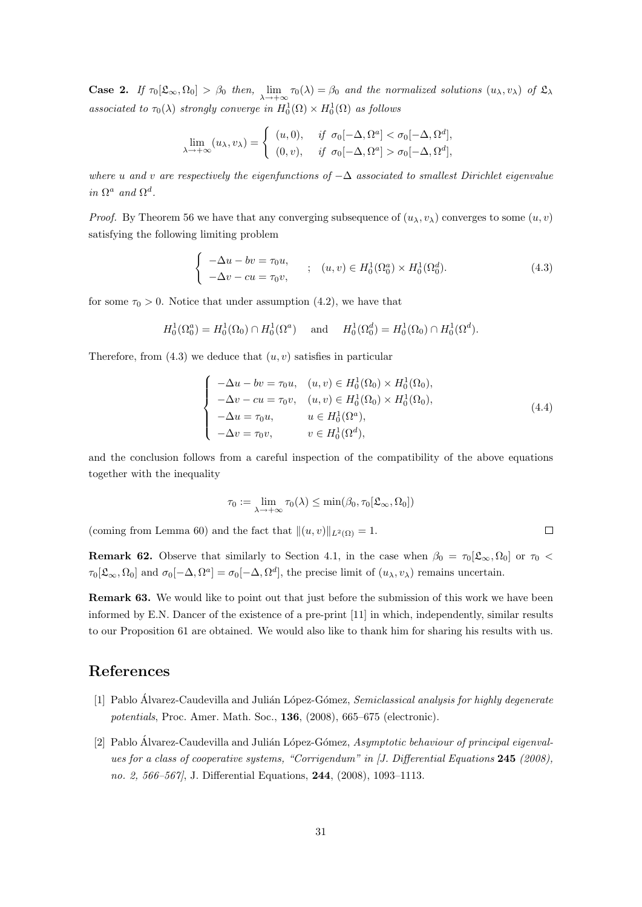**Case 2.** *If $\tau_0[\mathfrak{L}_\infty, \Omega_0] > \beta_0$ then, $\lim_{\lambda\to+\infty} \tau_0(\lambda) = \beta_0$ and the normalized solutions $(u_\lambda, v_\lambda)$ of $\mathfrak{L}_\lambda$ associated to $\tau_0(\lambda)$ strongly converge in $H_0^1(\Omega) \times H_0^1(\Omega)$ as follows*

$$\lim_{\lambda\to+\infty}(u_\lambda, v_\lambda) = \begin{cases} (u, 0), & \text{if } \sigma_0[-\Delta, \Omega^a] < \sigma_0[-\Delta, \Omega^d], \\ (0, v), & \text{if } \sigma_0[-\Delta, \Omega^a] > \sigma_0[-\Delta, \Omega^d], \end{cases}$$

*where $u$ and $v$ are respectively the eigenfunctions of $-\Delta$ associated to smallest Dirichlet eigenvalue in $\Omega^a$ and $\Omega^d$.*

*Proof.* By Theorem 56 we have that any converging subsequence of $(u_\lambda, v_\lambda)$ converges to some $(u, v)$ satisfying the following limiting problem

$$\begin{cases} -\Delta u - bv = \tau_0 u, \\ -\Delta v - cu = \tau_0 v, \end{cases} ; \quad (u, v) \in H_0^1(\Omega_0^a) \times H_0^1(\Omega_0^d). \tag{4.3}$$

for some $\tau_0 > 0$. Notice that under assumption (4.2), we have that

$$H_0^1(\Omega_0^a) = H_0^1(\Omega_0) \cap H_0^1(\Omega^a) \quad \text{and} \quad H_0^1(\Omega_0^d) = H_0^1(\Omega_0) \cap H_0^1(\Omega^d).$$

Therefore, from (4.3) we deduce that $(u, v)$ satisfies in particular

$$\begin{cases} -\Delta u - bv = \tau_0 u, & (u, v) \in H_0^1(\Omega_0) \times H_0^1(\Omega_0), \\ -\Delta v - cu = \tau_0 v, & (u, v) \in H_0^1(\Omega_0) \times H_0^1(\Omega_0), \\ -\Delta u = \tau_0 u, & u \in H_0^1(\Omega^a), \\ -\Delta v = \tau_0 v, & v \in H_0^1(\Omega^d), \end{cases} \tag{4.4}$$

and the conclusion follows from a careful inspection of the compatibility of the above equations together with the inequality

$$\tau_0 := \lim_{\lambda\to+\infty} \tau_0(\lambda) \leq \min(\beta_0, \tau_0[\mathfrak{L}_\infty, \Omega_0])$$

(coming from Lemma 60) and the fact that $\|(u, v)\|_{L^2(\Omega)} = 1$. $\square$

**Remark 62.** Observe that similarly to Section 4.1, in the case when $\beta_0 = \tau_0[\mathfrak{L}_\infty, \Omega_0]$ or $\tau_0 < \tau_0[\mathfrak{L}_\infty, \Omega_0]$ and $\sigma_0[-\Delta, \Omega^a] = \sigma_0[-\Delta, \Omega^d]$, the precise limit of $(u_\lambda, v_\lambda)$ remains uncertain.

**Remark 63.** We would like to point out that just before the submission of this work we have been informed by E.N. Dancer of the existence of a pre-print [11] in which, independently, similar results to our Proposition 61 are obtained. We would also like to thank him for sharing his results with us.

# References

[1] Pablo Álvarez-Caudevilla and Julián López-Gómez, *Semiclassical analysis for highly degenerate potentials*, Proc. Amer. Math. Soc., **136**, (2008), 665–675 (electronic).

[2] Pablo Álvarez-Caudevilla and Julián López-Gómez, *Asymptotic behaviour of principal eigenvalues for a class of cooperative systems, "Corrigendum" in [J. Differential Equations* **245** *(2008), no. 2, 566–567]*, J. Differential Equations, **244**, (2008), 1093–1113.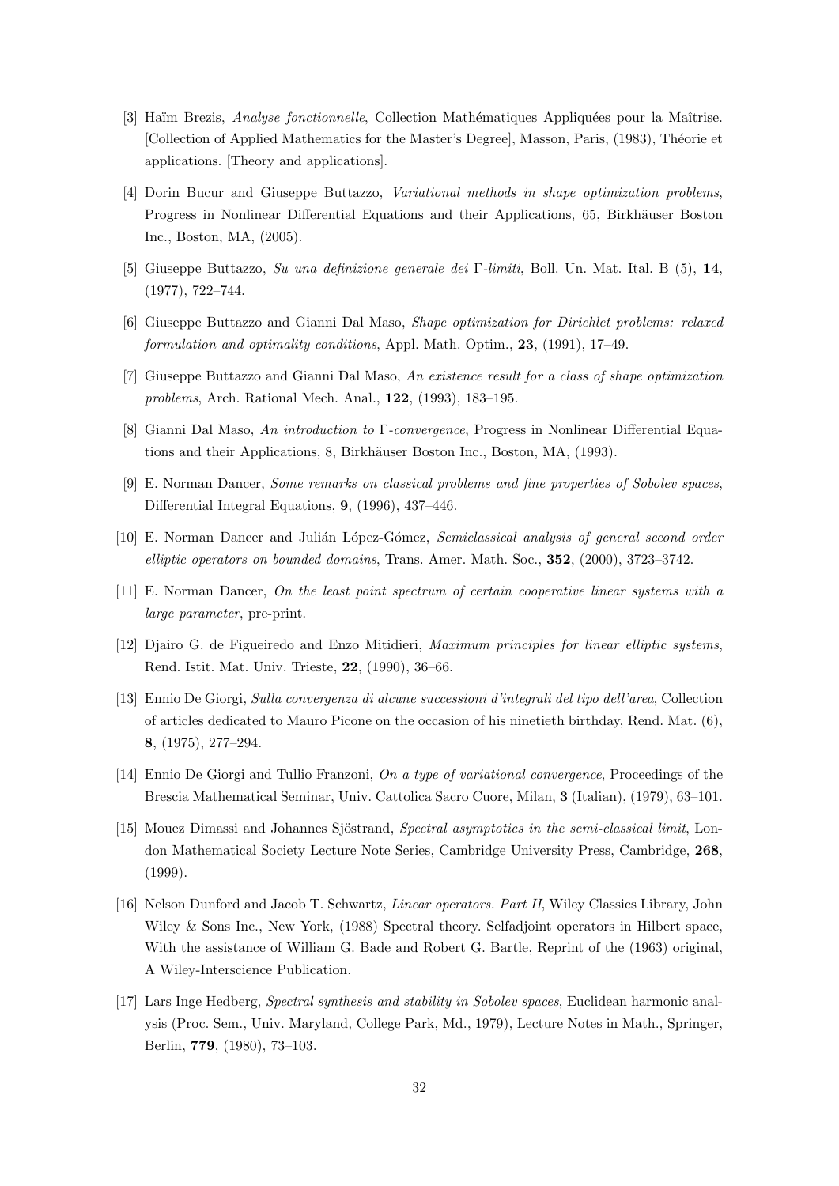[3] Haïm Brezis, *Analyse fonctionnelle*, Collection Mathématiques Appliquées pour la Maîtrise. [Collection of Applied Mathematics for the Master's Degree], Masson, Paris, (1983), Théorie et applications. [Theory and applications].

[4] Dorin Bucur and Giuseppe Buttazzo, *Variational methods in shape optimization problems*, Progress in Nonlinear Differential Equations and their Applications, 65, Birkhäuser Boston Inc., Boston, MA, (2005).

[5] Giuseppe Buttazzo, *Su una definizione generale dei* Γ*-limiti*, Boll. Un. Mat. Ital. B (5), **14**, (1977), 722–744.

[6] Giuseppe Buttazzo and Gianni Dal Maso, *Shape optimization for Dirichlet problems: relaxed formulation and optimality conditions*, Appl. Math. Optim., **23**, (1991), 17–49.

[7] Giuseppe Buttazzo and Gianni Dal Maso, *An existence result for a class of shape optimization problems*, Arch. Rational Mech. Anal., **122**, (1993), 183–195.

[8] Gianni Dal Maso, *An introduction to* Γ*-convergence*, Progress in Nonlinear Differential Equations and their Applications, 8, Birkhäuser Boston Inc., Boston, MA, (1993).

[9] E. Norman Dancer, *Some remarks on classical problems and fine properties of Sobolev spaces*, Differential Integral Equations, **9**, (1996), 437–446.

[10] E. Norman Dancer and Julián López-Gómez, *Semiclassical analysis of general second order elliptic operators on bounded domains*, Trans. Amer. Math. Soc., **352**, (2000), 3723–3742.

[11] E. Norman Dancer, *On the least point spectrum of certain cooperative linear systems with a large parameter*, pre-print.

[12] Djairo G. de Figueiredo and Enzo Mitidieri, *Maximum principles for linear elliptic systems*, Rend. Istit. Mat. Univ. Trieste, **22**, (1990), 36–66.

[13] Ennio De Giorgi, *Sulla convergenza di alcune successioni d'integrali del tipo dell'area*, Collection of articles dedicated to Mauro Picone on the occasion of his ninetieth birthday, Rend. Mat. (6), **8**, (1975), 277–294.

[14] Ennio De Giorgi and Tullio Franzoni, *On a type of variational convergence*, Proceedings of the Brescia Mathematical Seminar, Univ. Cattolica Sacro Cuore, Milan, **3** (Italian), (1979), 63–101.

[15] Mouez Dimassi and Johannes Sjöstrand, *Spectral asymptotics in the semi-classical limit*, London Mathematical Society Lecture Note Series, Cambridge University Press, Cambridge, **268**, (1999).

[16] Nelson Dunford and Jacob T. Schwartz, *Linear operators. Part II*, Wiley Classics Library, John Wiley & Sons Inc., New York, (1988) Spectral theory. Selfadjoint operators in Hilbert space, With the assistance of William G. Bade and Robert G. Bartle, Reprint of the (1963) original, A Wiley-Interscience Publication.

[17] Lars Inge Hedberg, *Spectral synthesis and stability in Sobolev spaces*, Euclidean harmonic analysis (Proc. Sem., Univ. Maryland, College Park, Md., 1979), Lecture Notes in Math., Springer, Berlin, **779**, (1980), 73–103.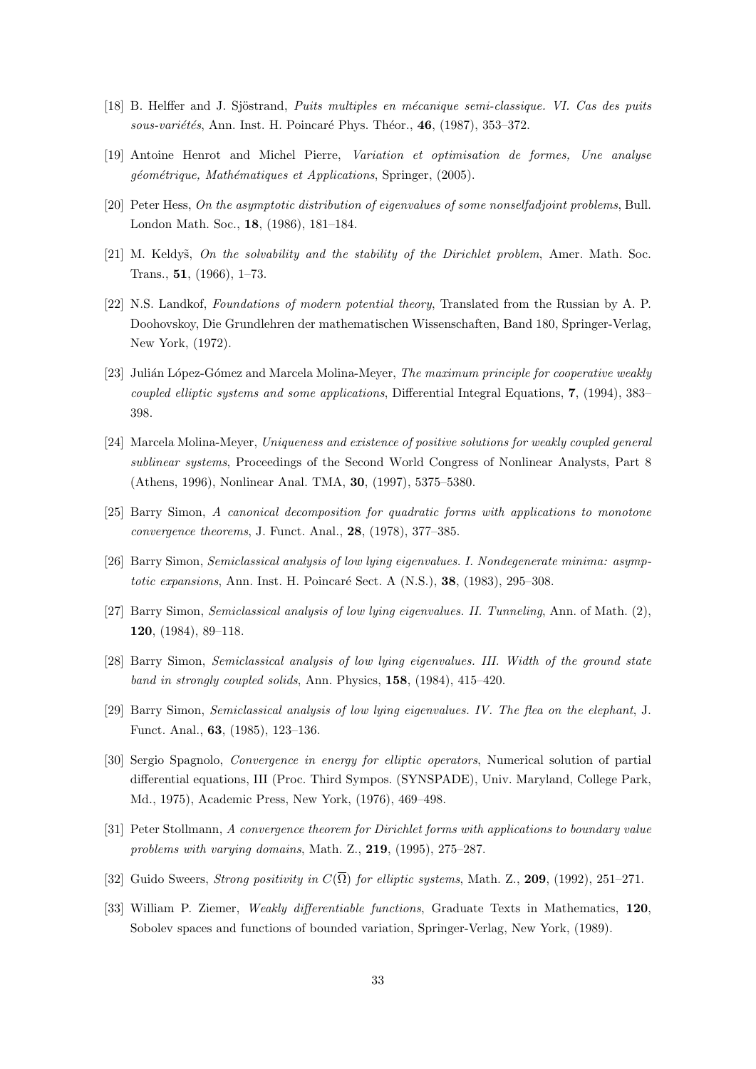[18] B. Helffer and J. Sjöstrand, *Puits multiples en mécanique semi-classique. VI. Cas des puits sous-variétés*, Ann. Inst. H. Poincaré Phys. Théor., **46**, (1987), 353–372.

[19] Antoine Henrot and Michel Pierre, *Variation et optimisation de formes, Une analyse géométrique, Mathématiques et Applications*, Springer, (2005).

[20] Peter Hess, *On the asymptotic distribution of eigenvalues of some nonselfadjoint problems*, Bull. London Math. Soc., **18**, (1986), 181–184.

[21] M. Keldyš, *On the solvability and the stability of the Dirichlet problem*, Amer. Math. Soc. Trans., **51**, (1966), 1–73.

[22] N.S. Landkof, *Foundations of modern potential theory*, Translated from the Russian by A. P. Doohovskoy, Die Grundlehren der mathematischen Wissenschaften, Band 180, Springer-Verlag, New York, (1972).

[23] Julián López-Gómez and Marcela Molina-Meyer, *The maximum principle for cooperative weakly coupled elliptic systems and some applications*, Differential Integral Equations, **7**, (1994), 383–398.

[24] Marcela Molina-Meyer, *Uniqueness and existence of positive solutions for weakly coupled general sublinear systems*, Proceedings of the Second World Congress of Nonlinear Analysts, Part 8 (Athens, 1996), Nonlinear Anal. TMA, **30**, (1997), 5375–5380.

[25] Barry Simon, *A canonical decomposition for quadratic forms with applications to monotone convergence theorems*, J. Funct. Anal., **28**, (1978), 377–385.

[26] Barry Simon, *Semiclassical analysis of low lying eigenvalues. I. Nondegenerate minima: asymptotic expansions*, Ann. Inst. H. Poincaré Sect. A (N.S.), **38**, (1983), 295–308.

[27] Barry Simon, *Semiclassical analysis of low lying eigenvalues. II. Tunneling*, Ann. of Math. (2), **120**, (1984), 89–118.

[28] Barry Simon, *Semiclassical analysis of low lying eigenvalues. III. Width of the ground state band in strongly coupled solids*, Ann. Physics, **158**, (1984), 415–420.

[29] Barry Simon, *Semiclassical analysis of low lying eigenvalues. IV. The flea on the elephant*, J. Funct. Anal., **63**, (1985), 123–136.

[30] Sergio Spagnolo, *Convergence in energy for elliptic operators*, Numerical solution of partial differential equations, III (Proc. Third Sympos. (SYNSPADE), Univ. Maryland, College Park, Md., 1975), Academic Press, New York, (1976), 469–498.

[31] Peter Stollmann, *A convergence theorem for Dirichlet forms with applications to boundary value problems with varying domains*, Math. Z., **219**, (1995), 275–287.

[32] Guido Sweers, *Strong positivity in $C(\overline{\Omega})$ for elliptic systems*, Math. Z., **209**, (1992), 251–271.

[33] William P. Ziemer, *Weakly differentiable functions*, Graduate Texts in Mathematics, **120**, Sobolev spaces and functions of bounded variation, Springer-Verlag, New York, (1989).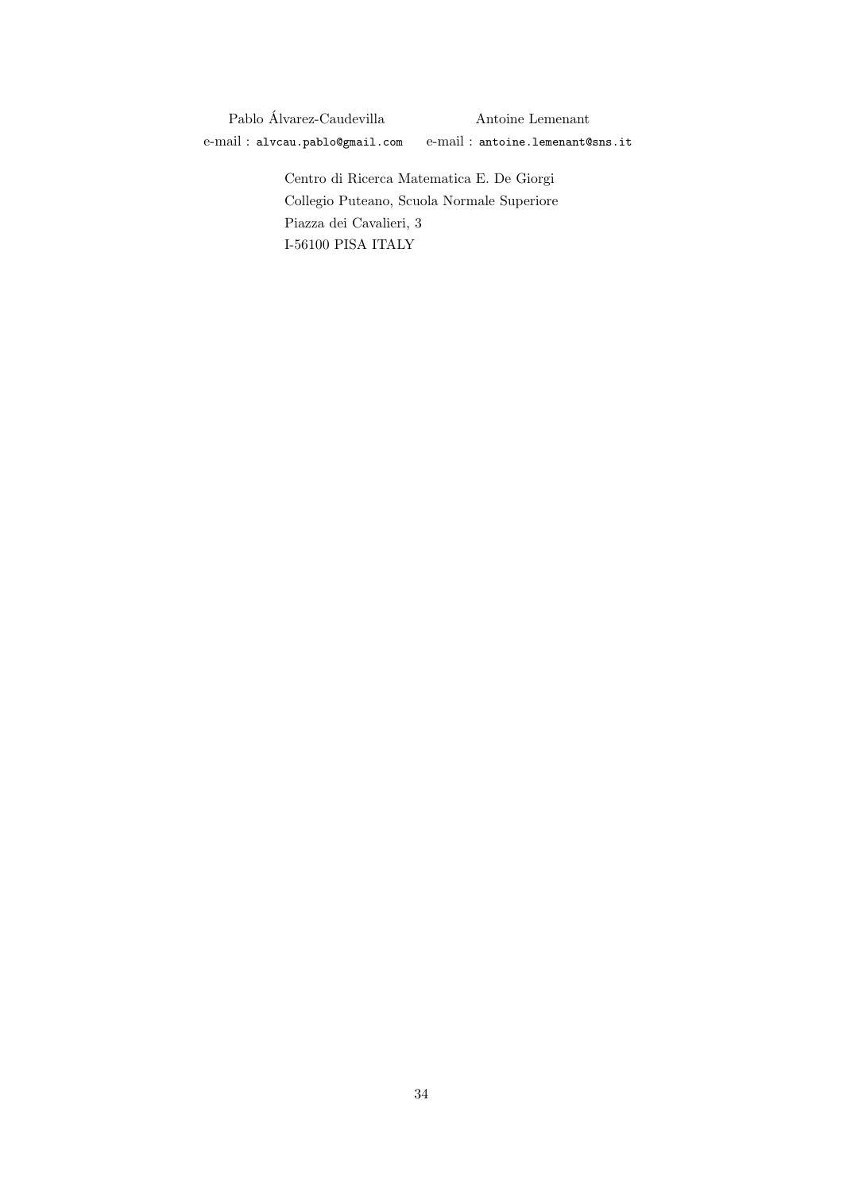Pablo Álvarez-Caudevilla
e-mail : alvcau.pablo@gmail.com

Antoine Lemenant
e-mail : antoine.lemenant@sns.it

Centro di Ricerca Matematica E. De Giorgi
Collegio Puteano, Scuola Normale Superiore
Piazza dei Cavalieri, 3
I-56100 PISA ITALY